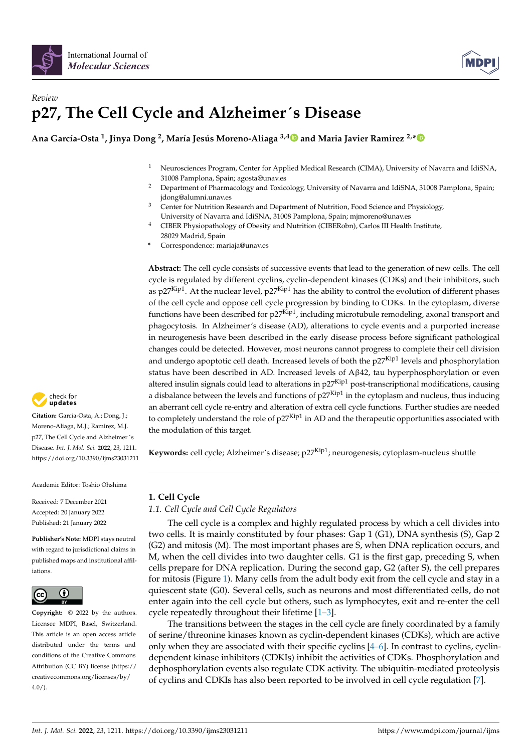Review

# p27, The Cell Cycle and Alzheimer´s Disease

**Ana García-Osta [1], Jinya Dong [2], María Jesús Moreno-Aliaga [3,4] and Maria Javier Ramirez [2,*]**

1 Neurosciences Program, Center for Applied Medical Research (CIMA), University of Navarra and IdiSNA, 31008 Pamplona, Spain; agosta@unav.es
2 Department of Pharmacology and Toxicology, University of Navarra and IdiSNA, 31008 Pamplona, Spain; jdong@alumni.unav.es
3 Center for Nutrition Research and Department of Nutrition, Food Science and Physiology, University of Navarra and IdiSNA, 31008 Pamplona, Spain; mjmoreno@unav.es
4 CIBER Physiopathology of Obesity and Nutrition (CIBERobn), Carlos III Health Institute, 28029 Madrid, Spain
\* Correspondence: mariaja@unav.es

**Abstract:** The cell cycle consists of successive events that lead to the generation of new cells. The cell cycle is regulated by different cyclins, cyclin-dependent kinases (CDKs) and their inhibitors, such as $p27^{Kip1}$. At the nuclear level, $p27^{Kip1}$ has the ability to control the evolution of different phases of the cell cycle and oppose cell cycle progression by binding to CDKs. In the cytoplasm, diverse functions have been described for $p27^{Kip1}$, including microtubule remodeling, axonal transport and phagocytosis. In Alzheimer's disease (AD), alterations to cycle events and a purported increase in neurogenesis have been described in the early disease process before significant pathological changes could be detected. However, most neurons cannot progress to complete their cell division and undergo apoptotic cell death. Increased levels of both the $p27^{Kip1}$ levels and phosphorylation status have been described in AD. Increased levels of Aβ42, tau hyperphosphorylation or even altered insulin signals could lead to alterations in $p27^{Kip1}$ post-transcriptional modifications, causing a disbalance between the levels and functions of $p27^{Kip1}$ in the cytoplasm and nucleus, thus inducing an aberrant cell cycle re-entry and alteration of extra cell cycle functions. Further studies are needed to completely understand the role of $p27^{Kip1}$ in AD and the therapeutic opportunities associated with the modulation of this target.

**Keywords:** cell cycle; Alzheimer's disease; $p27^{Kip1}$; neurogenesis; cytoplasm-nucleus shuttle

**Citation:** García-Osta, A.; Dong, J.; Moreno-Aliaga, M.J.; Ramirez, M.J. p27, The Cell Cycle and Alzheimer´s Disease. *Int. J. Mol. Sci.* **2022**, *23*, 1211. https://doi.org/10.3390/ijms23031211

Academic Editor: Toshio Ohshima

Received: 7 December 2021
Accepted: 20 January 2022
Published: 21 January 2022

**Publisher's Note:** MDPI stays neutral with regard to jurisdictional claims in published maps and institutional affiliations.

**Copyright:** © 2022 by the authors. Licensee MDPI, Basel, Switzerland. This article is an open access article distributed under the terms and conditions of the Creative Commons Attribution (CC BY) license (https://creativecommons.org/licenses/by/4.0/).

## 1. Cell Cycle

### 1.1. Cell Cycle and Cell Cycle Regulators

The cell cycle is a complex and highly regulated process by which a cell divides into two cells. It is mainly constituted by four phases: Gap 1 (G1), DNA synthesis (S), Gap 2 (G2) and mitosis (M). The most important phases are S, when DNA replication occurs, and M, when the cell divides into two daughter cells. G1 is the first gap, preceding S, when cells prepare for DNA replication. During the second gap, G2 (after S), the cell prepares for mitosis (Figure 1). Many cells from the adult body exit from the cell cycle and stay in a quiescent state (G0). Several cells, such as neurons and most differentiated cells, do not enter again into the cell cycle but others, such as lymphocytes, exit and re-enter the cell cycle repeatedly throughout their lifetime [1–3].

The transitions between the stages in the cell cycle are finely coordinated by a family of serine/threonine kinases known as cyclin-dependent kinases (CDKs), which are active only when they are associated with their specific cyclins [4–6]. In contrast to cyclins, cyclin-dependent kinase inhibitors (CDKIs) inhibit the activities of CDKs. Phosphorylation and dephosphorylation events also regulate CDK activity. The ubiquitin-mediated proteolysis of cyclins and CDKIs has also been reported to be involved in cell cycle regulation [7].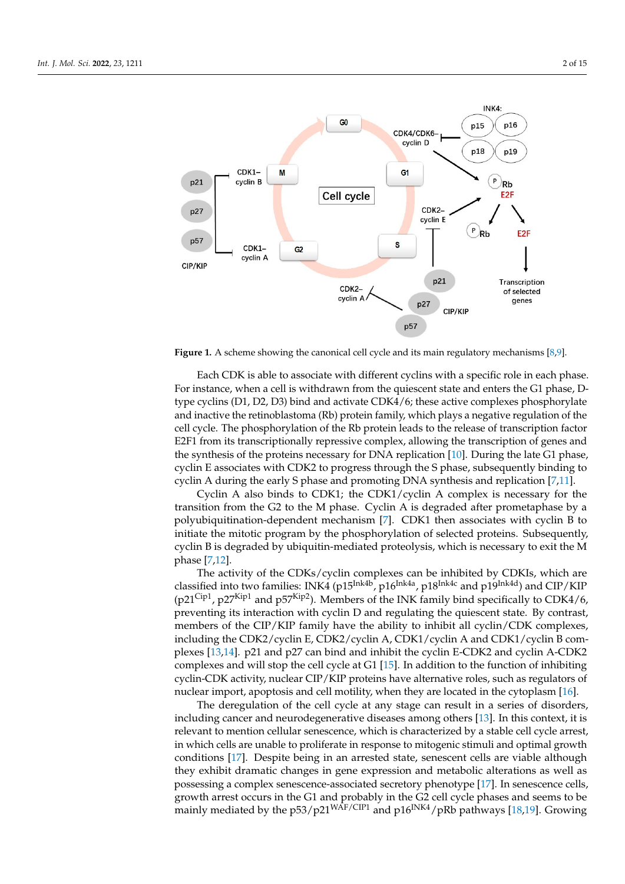Figure 1. A scheme showing the canonical cell cycle and its main regulatory mechanisms [8,9].

Each CDK is able to associate with different cyclins with a specific role in each phase. For instance, when a cell is withdrawn from the quiescent state and enters the G1 phase, D-type cyclins (D1, D2, D3) bind and activate CDK4/6; these active complexes phosphorylate and inactive the retinoblastoma (Rb) protein family, which plays a negative regulation of the cell cycle. The phosphorylation of the Rb protein leads to the release of transcription factor E2F1 from its transcriptionally repressive complex, allowing the transcription of genes and the synthesis of the proteins necessary for DNA replication [10]. During the late G1 phase, cyclin E associates with CDK2 to progress through the S phase, subsequently binding to cyclin A during the early S phase and promoting DNA synthesis and replication [7,11].

Cyclin A also binds to CDK1; the CDK1/cyclin A complex is necessary for the transition from the G2 to the M phase. Cyclin A is degraded after prometaphase by a polyubiquitination-dependent mechanism [7]. CDK1 then associates with cyclin B to initiate the mitotic program by the phosphorylation of selected proteins. Subsequently, cyclin B is degraded by ubiquitin-mediated proteolysis, which is necessary to exit the M phase [7,12].

The activity of the CDKs/cyclin complexes can be inhibited by CDKIs, which are classified into two families: INK4 ($p15^{Ink4b}$, $p16^{Ink4a}$, $p18^{Ink4c}$ and $p19^{Ink4d}$) and CIP/KIP ($p21^{Cip1}$, $p27^{Kip1}$ and $p57^{Kip2}$). Members of the INK family bind specifically to CDK4/6, preventing its interaction with cyclin D and regulating the quiescent state. By contrast, members of the CIP/KIP family have the ability to inhibit all cyclin/CDK complexes, including the CDK2/cyclin E, CDK2/cyclin A, CDK1/cyclin A and CDK1/cyclin B complexes [13,14]. p21 and p27 can bind and inhibit the cyclin E-CDK2 and cyclin A-CDK2 complexes and will stop the cell cycle at G1 [15]. In addition to the function of inhibiting cyclin-CDK activity, nuclear CIP/KIP proteins have alternative roles, such as regulators of nuclear import, apoptosis and cell motility, when they are located in the cytoplasm [16].

The deregulation of the cell cycle at any stage can result in a series of disorders, including cancer and neurodegenerative diseases among others [13]. In this context, it is relevant to mention cellular senescence, which is characterized by a stable cell cycle arrest, in which cells are unable to proliferate in response to mitogenic stimuli and optimal growth conditions [17]. Despite being in an arrested state, senescent cells are viable although they exhibit dramatic changes in gene expression and metabolic alterations as well as possessing a complex senescence-associated secretory phenotype [17]. In senescence cells, growth arrest occurs in the G1 and probably in the G2 cell cycle phases and seems to be mainly mediated by the $p53/p21^{WAF/CIP1}$ and $p16^{INK4}$/pRb pathways [18,19]. Growing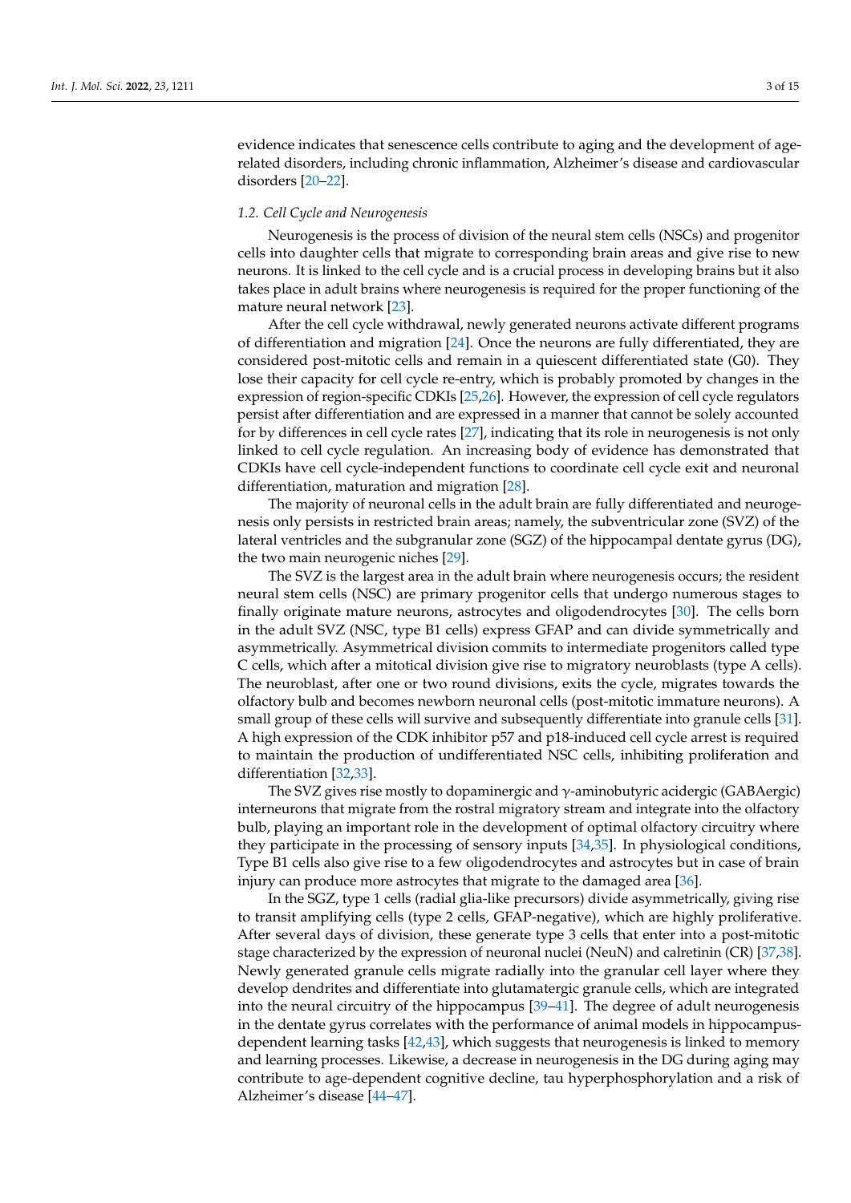evidence indicates that senescence cells contribute to aging and the development of age-related disorders, including chronic inflammation, Alzheimer's disease and cardiovascular disorders [20–22].

### *1.2. Cell Cycle and Neurogenesis*

Neurogenesis is the process of division of the neural stem cells (NSCs) and progenitor cells into daughter cells that migrate to corresponding brain areas and give rise to new neurons. It is linked to the cell cycle and is a crucial process in developing brains but it also takes place in adult brains where neurogenesis is required for the proper functioning of the mature neural network [23].

After the cell cycle withdrawal, newly generated neurons activate different programs of differentiation and migration [24]. Once the neurons are fully differentiated, they are considered post-mitotic cells and remain in a quiescent differentiated state (G0). They lose their capacity for cell cycle re-entry, which is probably promoted by changes in the expression of region-specific CDKIs [25,26]. However, the expression of cell cycle regulators persist after differentiation and are expressed in a manner that cannot be solely accounted for by differences in cell cycle rates [27], indicating that its role in neurogenesis is not only linked to cell cycle regulation. An increasing body of evidence has demonstrated that CDKIs have cell cycle-independent functions to coordinate cell cycle exit and neuronal differentiation, maturation and migration [28].

The majority of neuronal cells in the adult brain are fully differentiated and neurogenesis only persists in restricted brain areas; namely, the subventricular zone (SVZ) of the lateral ventricles and the subgranular zone (SGZ) of the hippocampal dentate gyrus (DG), the two main neurogenic niches [29].

The SVZ is the largest area in the adult brain where neurogenesis occurs; the resident neural stem cells (NSC) are primary progenitor cells that undergo numerous stages to finally originate mature neurons, astrocytes and oligodendrocytes [30]. The cells born in the adult SVZ (NSC, type B1 cells) express GFAP and can divide symmetrically and asymmetrically. Asymmetrical division commits to intermediate progenitors called type C cells, which after a mitotical division give rise to migratory neuroblasts (type A cells). The neuroblast, after one or two round divisions, exits the cycle, migrates towards the olfactory bulb and becomes newborn neuronal cells (post-mitotic immature neurons). A small group of these cells will survive and subsequently differentiate into granule cells [31]. A high expression of the CDK inhibitor p57 and p18-induced cell cycle arrest is required to maintain the production of undifferentiated NSC cells, inhibiting proliferation and differentiation [32,33].

The SVZ gives rise mostly to dopaminergic and $\gamma$-aminobutyric acidergic (GABAergic) interneurons that migrate from the rostral migratory stream and integrate into the olfactory bulb, playing an important role in the development of optimal olfactory circuitry where they participate in the processing of sensory inputs [34,35]. In physiological conditions, Type B1 cells also give rise to a few oligodendrocytes and astrocytes but in case of brain injury can produce more astrocytes that migrate to the damaged area [36].

In the SGZ, type 1 cells (radial glia-like precursors) divide asymmetrically, giving rise to transit amplifying cells (type 2 cells, GFAP-negative), which are highly proliferative. After several days of division, these generate type 3 cells that enter into a post-mitotic stage characterized by the expression of neuronal nuclei (NeuN) and calretinin (CR) [37,38]. Newly generated granule cells migrate radially into the granular cell layer where they develop dendrites and differentiate into glutamatergic granule cells, which are integrated into the neural circuitry of the hippocampus [39–41]. The degree of adult neurogenesis in the dentate gyrus correlates with the performance of animal models in hippocampus-dependent learning tasks [42,43], which suggests that neurogenesis is linked to memory and learning processes. Likewise, a decrease in neurogenesis in the DG during aging may contribute to age-dependent cognitive decline, tau hyperphosphorylation and a risk of Alzheimer's disease [44–47].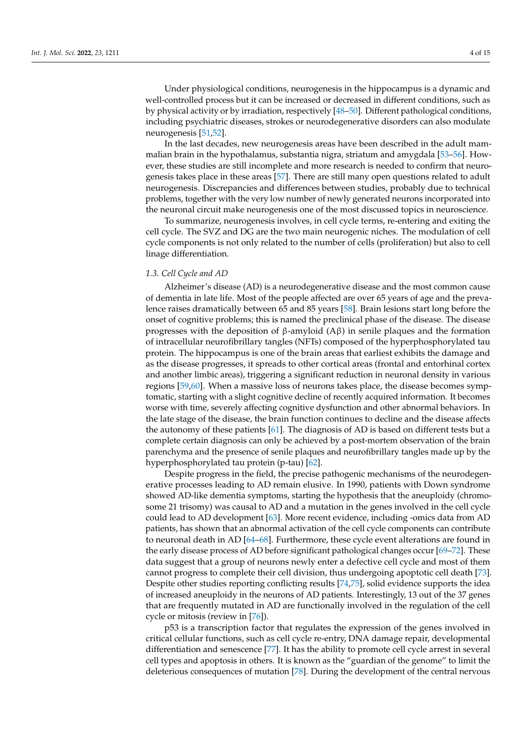Under physiological conditions, neurogenesis in the hippocampus is a dynamic and well-controlled process but it can be increased or decreased in different conditions, such as by physical activity or by irradiation, respectively [48–50]. Different pathological conditions, including psychiatric diseases, strokes or neurodegenerative disorders can also modulate neurogenesis [51,52].

In the last decades, new neurogenesis areas have been described in the adult mammalian brain in the hypothalamus, substantia nigra, striatum and amygdala [53–56]. However, these studies are still incomplete and more research is needed to confirm that neurogenesis takes place in these areas [57]. There are still many open questions related to adult neurogenesis. Discrepancies and differences between studies, probably due to technical problems, together with the very low number of newly generated neurons incorporated into the neuronal circuit make neurogenesis one of the most discussed topics in neuroscience.

To summarize, neurogenesis involves, in cell cycle terms, re-entering and exiting the cell cycle. The SVZ and DG are the two main neurogenic niches. The modulation of cell cycle components is not only related to the number of cells (proliferation) but also to cell linage differentiation.

### 1.3. Cell Cycle and AD

Alzheimer's disease (AD) is a neurodegenerative disease and the most common cause of dementia in late life. Most of the people affected are over 65 years of age and the prevalence raises dramatically between 65 and 85 years [58]. Brain lesions start long before the onset of cognitive problems; this is named the preclinical phase of the disease. The disease progresses with the deposition of β-amyloid (Aβ) in senile plaques and the formation of intracellular neurofibrillary tangles (NFTs) composed of the hyperphosphorylated tau protein. The hippocampus is one of the brain areas that earliest exhibits the damage and as the disease progresses, it spreads to other cortical areas (frontal and entorhinal cortex and another limbic areas), triggering a significant reduction in neuronal density in various regions [59,60]. When a massive loss of neurons takes place, the disease becomes symptomatic, starting with a slight cognitive decline of recently acquired information. It becomes worse with time, severely affecting cognitive dysfunction and other abnormal behaviors. In the late stage of the disease, the brain function continues to decline and the disease affects the autonomy of these patients [61]. The diagnosis of AD is based on different tests but a complete certain diagnosis can only be achieved by a post-mortem observation of the brain parenchyma and the presence of senile plaques and neurofibrillary tangles made up by the hyperphosphorylated tau protein (p-tau) [62].

Despite progress in the field, the precise pathogenic mechanisms of the neurodegenerative processes leading to AD remain elusive. In 1990, patients with Down syndrome showed AD-like dementia symptoms, starting the hypothesis that the aneuploidy (chromosome 21 trisomy) was causal to AD and a mutation in the genes involved in the cell cycle could lead to AD development [63]. More recent evidence, including -omics data from AD patients, has shown that an abnormal activation of the cell cycle components can contribute to neuronal death in AD [64–68]. Furthermore, these cycle event alterations are found in the early disease process of AD before significant pathological changes occur [69–72]. These data suggest that a group of neurons newly enter a defective cell cycle and most of them cannot progress to complete their cell division, thus undergoing apoptotic cell death [73]. Despite other studies reporting conflicting results [74,75], solid evidence supports the idea of increased aneuploidy in the neurons of AD patients. Interestingly, 13 out of the 37 genes that are frequently mutated in AD are functionally involved in the regulation of the cell cycle or mitosis (review in [76]).

p53 is a transcription factor that regulates the expression of the genes involved in critical cellular functions, such as cell cycle re-entry, DNA damage repair, developmental differentiation and senescence [77]. It has the ability to promote cell cycle arrest in several cell types and apoptosis in others. It is known as the "guardian of the genome" to limit the deleterious consequences of mutation [78]. During the development of the central nervous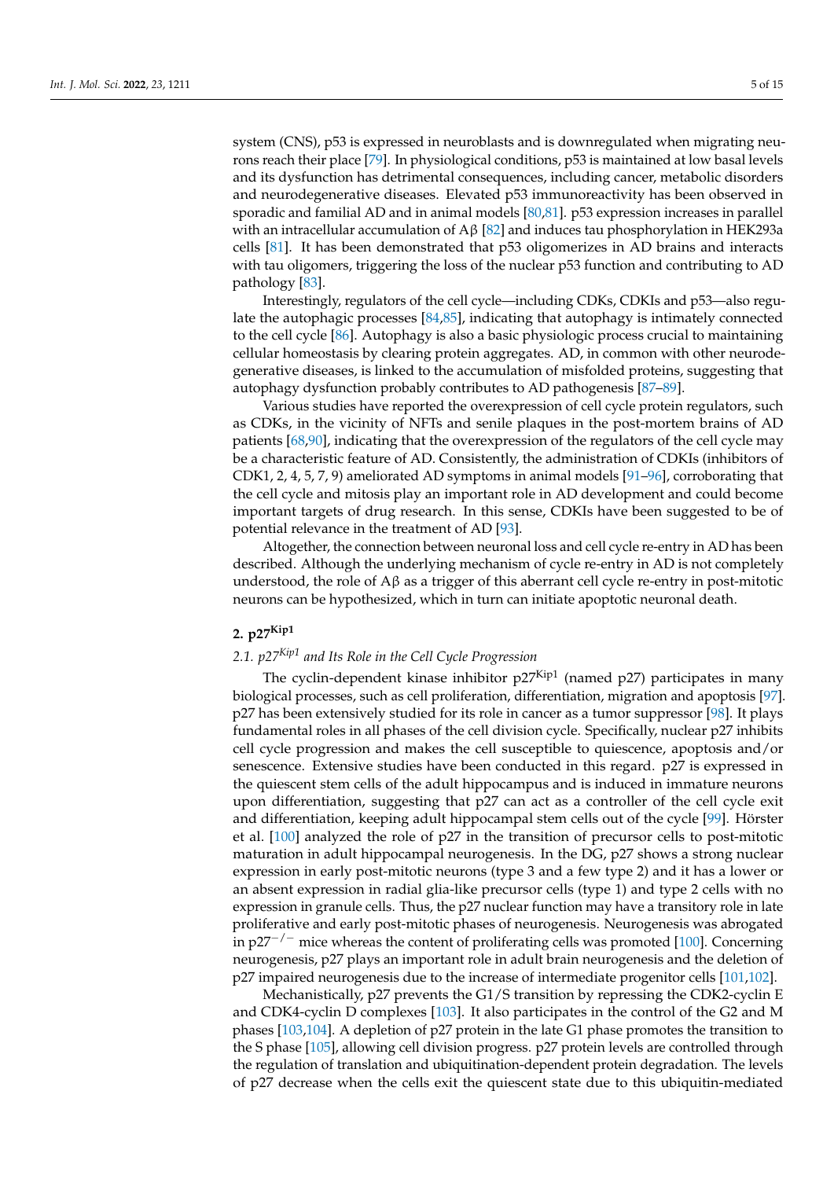system (CNS), p53 is expressed in neuroblasts and is downregulated when migrating neurons reach their place [79]. In physiological conditions, p53 is maintained at low basal levels and its dysfunction has detrimental consequences, including cancer, metabolic disorders and neurodegenerative diseases. Elevated p53 immunoreactivity has been observed in sporadic and familial AD and in animal models [80,81]. p53 expression increases in parallel with an intracellular accumulation of Aβ [82] and induces tau phosphorylation in HEK293a cells [81]. It has been demonstrated that p53 oligomerizes in AD brains and interacts with tau oligomers, triggering the loss of the nuclear p53 function and contributing to AD pathology [83].

Interestingly, regulators of the cell cycle—including CDKs, CDKIs and p53—also regulate the autophagic processes [84,85], indicating that autophagy is intimately connected to the cell cycle [86]. Autophagy is also a basic physiologic process crucial to maintaining cellular homeostasis by clearing protein aggregates. AD, in common with other neurodegenerative diseases, is linked to the accumulation of misfolded proteins, suggesting that autophagy dysfunction probably contributes to AD pathogenesis [87–89].

Various studies have reported the overexpression of cell cycle protein regulators, such as CDKs, in the vicinity of NFTs and senile plaques in the post-mortem brains of AD patients [68,90], indicating that the overexpression of the regulators of the cell cycle may be a characteristic feature of AD. Consistently, the administration of CDKIs (inhibitors of CDK1, 2, 4, 5, 7, 9) ameliorated AD symptoms in animal models [91–96], corroborating that the cell cycle and mitosis play an important role in AD development and could become important targets of drug research. In this sense, CDKIs have been suggested to be of potential relevance in the treatment of AD [93].

Altogether, the connection between neuronal loss and cell cycle re-entry in AD has been described. Although the underlying mechanism of cycle re-entry in AD is not completely understood, the role of Aβ as a trigger of this aberrant cell cycle re-entry in post-mitotic neurons can be hypothesized, which in turn can initiate apoptotic neuronal death.

## 2. p27$^{Kip1}$

### 2.1. p27$^{Kip1}$ and Its Role in the Cell Cycle Progression

The cyclin-dependent kinase inhibitor p27$^{Kip1}$ (named p27) participates in many biological processes, such as cell proliferation, differentiation, migration and apoptosis [97]. p27 has been extensively studied for its role in cancer as a tumor suppressor [98]. It plays fundamental roles in all phases of the cell division cycle. Specifically, nuclear p27 inhibits cell cycle progression and makes the cell susceptible to quiescence, apoptosis and/or senescence. Extensive studies have been conducted in this regard. p27 is expressed in the quiescent stem cells of the adult hippocampus and is induced in immature neurons upon differentiation, suggesting that p27 can act as a controller of the cell cycle exit and differentiation, keeping adult hippocampal stem cells out of the cycle [99]. Hörster et al. [100] analyzed the role of p27 in the transition of precursor cells to post-mitotic maturation in adult hippocampal neurogenesis. In the DG, p27 shows a strong nuclear expression in early post-mitotic neurons (type 3 and a few type 2) and it has a lower or an absent expression in radial glia-like precursor cells (type 1) and type 2 cells with no expression in granule cells. Thus, the p27 nuclear function may have a transitory role in late proliferative and early post-mitotic phases of neurogenesis. Neurogenesis was abrogated in p27$^{-/-}$ mice whereas the content of proliferating cells was promoted [100]. Concerning neurogenesis, p27 plays an important role in adult brain neurogenesis and the deletion of p27 impaired neurogenesis due to the increase of intermediate progenitor cells [101,102].

Mechanistically, p27 prevents the G1/S transition by repressing the CDK2-cyclin E and CDK4-cyclin D complexes [103]. It also participates in the control of the G2 and M phases [103,104]. A depletion of p27 protein in the late G1 phase promotes the transition to the S phase [105], allowing cell division progress. p27 protein levels are controlled through the regulation of translation and ubiquitination-dependent protein degradation. The levels of p27 decrease when the cells exit the quiescent state due to this ubiquitin-mediated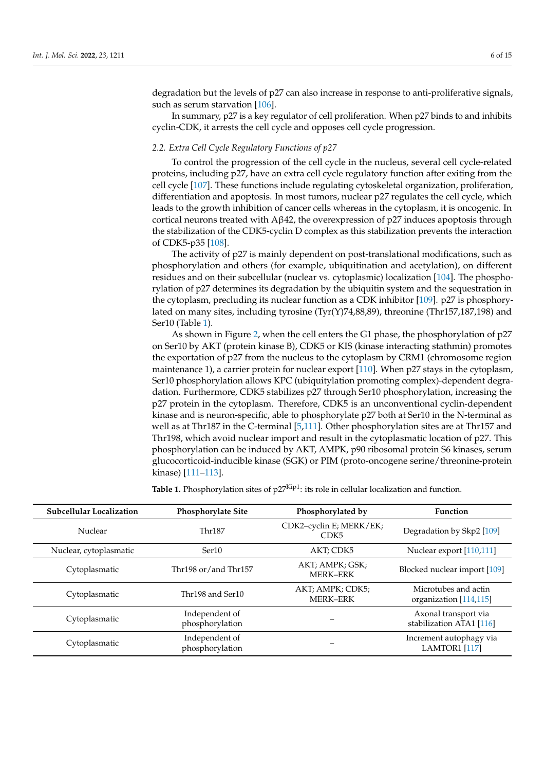degradation but the levels of p27 can also increase in response to anti-proliferative signals, such as serum starvation [106].

In summary, p27 is a key regulator of cell proliferation. When p27 binds to and inhibits cyclin-CDK, it arrests the cell cycle and opposes cell cycle progression.

### 2.2. Extra Cell Cycle Regulatory Functions of p27

To control the progression of the cell cycle in the nucleus, several cell cycle-related proteins, including p27, have an extra cell cycle regulatory function after exiting from the cell cycle [107]. These functions include regulating cytoskeletal organization, proliferation, differentiation and apoptosis. In most tumors, nuclear p27 regulates the cell cycle, which leads to the growth inhibition of cancer cells whereas in the cytoplasm, it is oncogenic. In cortical neurons treated with Aβ42, the overexpression of p27 induces apoptosis through the stabilization of the CDK5-cyclin D complex as this stabilization prevents the interaction of CDK5-p35 [108].

The activity of p27 is mainly dependent on post-translational modifications, such as phosphorylation and others (for example, ubiquitination and acetylation), on different residues and on their subcellular (nuclear vs. cytoplasmic) localization [104]. The phosphorylation of p27 determines its degradation by the ubiquitin system and the sequestration in the cytoplasm, precluding its nuclear function as a CDK inhibitor [109]. p27 is phosphorylated on many sites, including tyrosine (Tyr(Y)74,88,89), threonine (Thr157,187,198) and Ser10 (Table 1).

As shown in Figure 2, when the cell enters the G1 phase, the phosphorylation of p27 on Ser10 by AKT (protein kinase B), CDK5 or KIS (kinase interacting stathmin) promotes the exportation of p27 from the nucleus to the cytoplasm by CRM1 (chromosome region maintenance 1), a carrier protein for nuclear export [110]. When p27 stays in the cytoplasm, Ser10 phosphorylation allows KPC (ubiquitylation promoting complex)-dependent degradation. Furthermore, CDK5 stabilizes p27 through Ser10 phosphorylation, increasing the p27 protein in the cytoplasm. Therefore, CDK5 is an unconventional cyclin-dependent kinase and is neuron-specific, able to phosphorylate p27 both at Ser10 in the N-terminal as well as at Thr187 in the C-terminal [5,111]. Other phosphorylation sites are at Thr157 and Thr198, which avoid nuclear import and result in the cytoplasmatic location of p27. This phosphorylation can be induced by AKT, AMPK, p90 ribosomal protein S6 kinases, serum glucocorticoid-inducible kinase (SGK) or PIM (proto-oncogene serine/threonine-protein kinase) [111–113].

**Table 1.** Phosphorylation sites of p27$^{Kip1}$: its role in cellular localization and function.

| Subcellular Localization | Phosphorylate Site | Phosphorylated by | Function |
|---|---|---|---|
| Nuclear | Thr187 | CDK2–cyclin E; MERK/EK; CDK5 | Degradation by Skp2 [109] |
| Nuclear, cytoplasmatic | Ser10 | AKT; CDK5 | Nuclear export [110,111] |
| Cytoplasmatic | Thr198 or/and Thr157 | AKT; AMPK; GSK; MERK–ERK | Blocked nuclear import [109] |
| Cytoplasmatic | Thr198 and Ser10 | AKT; AMPK; CDK5; MERK–ERK | Microtubes and actin organization [114,115] |
| Cytoplasmatic | Independent of phosphorylation | – | Axonal transport via stabilization ATA1 [116] |
| Cytoplasmatic | Independent of phosphorylation | – | Increment autophagy via LAMTOR1 [117] |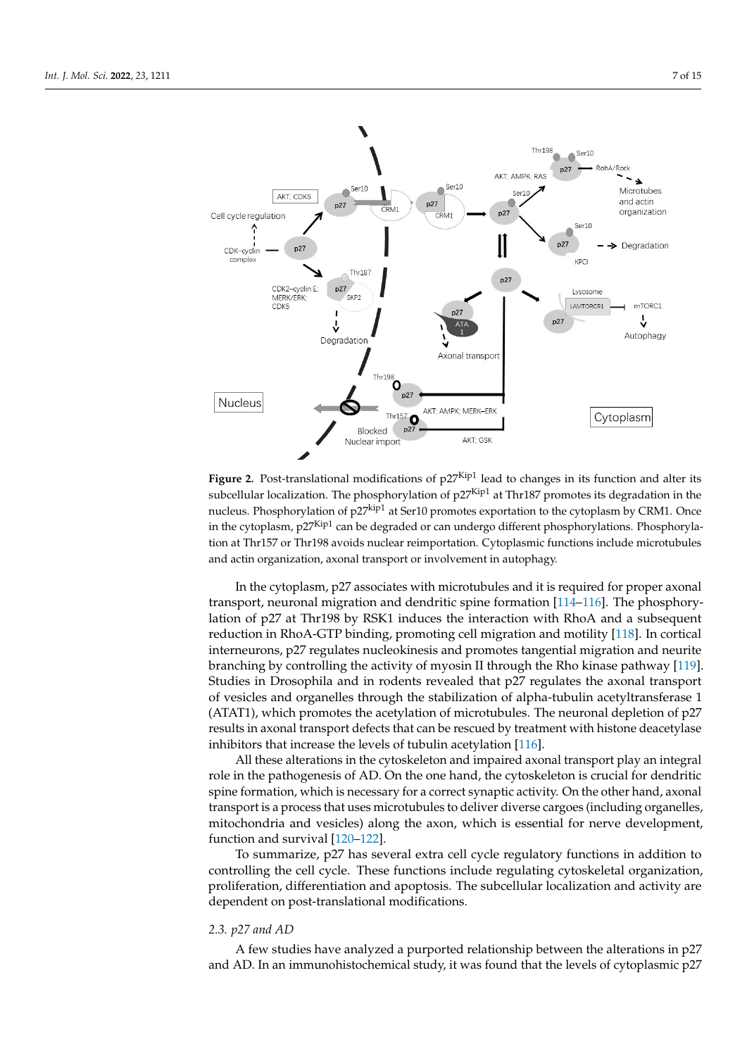**Figure 2.** Post-translational modifications of p27[Kip1] lead to changes in its function and alter its subcellular localization. The phosphorylation of p27[Kip1] at Thr187 promotes its degradation in the nucleus. Phosphorylation of p27[kip1] at Ser10 promotes exportation to the cytoplasm by CRM1. Once in the cytoplasm, p27[Kip1] can be degraded or can undergo different phosphorylations. Phosphorylation at Thr157 or Thr198 avoids nuclear reimportation. Cytoplasmic functions include microtubules and actin organization, axonal transport or involvement in autophagy.

In the cytoplasm, p27 associates with microtubules and it is required for proper axonal transport, neuronal migration and dendritic spine formation [114–116]. The phosphorylation of p27 at Thr198 by RSK1 induces the interaction with RhoA and a subsequent reduction in RhoA-GTP binding, promoting cell migration and motility [118]. In cortical interneurons, p27 regulates nucleokinesis and promotes tangential migration and neurite branching by controlling the activity of myosin II through the Rho kinase pathway [119]. Studies in Drosophila and in rodents revealed that p27 regulates the axonal transport of vesicles and organelles through the stabilization of alpha-tubulin acetyltransferase 1 (ATAT1), which promotes the acetylation of microtubules. The neuronal depletion of p27 results in axonal transport defects that can be rescued by treatment with histone deacetylase inhibitors that increase the levels of tubulin acetylation [116].

All these alterations in the cytoskeleton and impaired axonal transport play an integral role in the pathogenesis of AD. On the one hand, the cytoskeleton is crucial for dendritic spine formation, which is necessary for a correct synaptic activity. On the other hand, axonal transport is a process that uses microtubules to deliver diverse cargoes (including organelles, mitochondria and vesicles) along the axon, which is essential for nerve development, function and survival [120–122].

To summarize, p27 has several extra cell cycle regulatory functions in addition to controlling the cell cycle. These functions include regulating cytoskeletal organization, proliferation, differentiation and apoptosis. The subcellular localization and activity are dependent on post-translational modifications.

### 2.3. p27 and AD

A few studies have analyzed a purported relationship between the alterations in p27 and AD. In an immunohistochemical study, it was found that the levels of cytoplasmic p27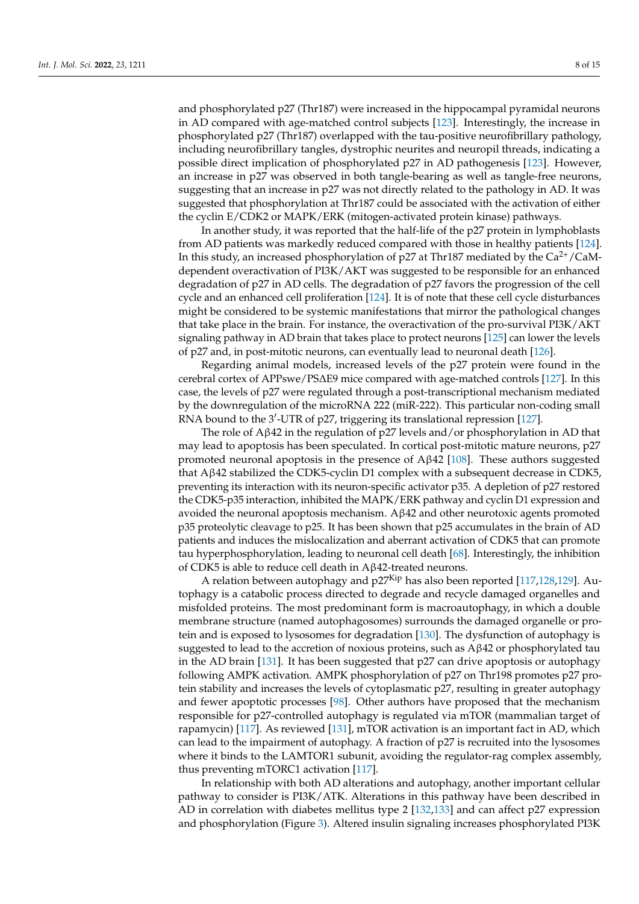and phosphorylated p27 (Thr187) were increased in the hippocampal pyramidal neurons in AD compared with age-matched control subjects [123]. Interestingly, the increase in phosphorylated p27 (Thr187) overlapped with the tau-positive neurofibrillary pathology, including neurofibrillary tangles, dystrophic neurites and neuropil threads, indicating a possible direct implication of phosphorylated p27 in AD pathogenesis [123]. However, an increase in p27 was observed in both tangle-bearing as well as tangle-free neurons, suggesting that an increase in p27 was not directly related to the pathology in AD. It was suggested that phosphorylation at Thr187 could be associated with the activation of either the cyclin E/CDK2 or MAPK/ERK (mitogen-activated protein kinase) pathways.

In another study, it was reported that the half-life of the p27 protein in lymphoblasts from AD patients was markedly reduced compared with those in healthy patients [124]. In this study, an increased phosphorylation of p27 at Thr187 mediated by the $Ca^{2+}$/CaM-dependent overactivation of PI3K/AKT was suggested to be responsible for an enhanced degradation of p27 in AD cells. The degradation of p27 favors the progression of the cell cycle and an enhanced cell proliferation [124]. It is of note that these cell cycle disturbances might be considered to be systemic manifestations that mirror the pathological changes that take place in the brain. For instance, the overactivation of the pro-survival PI3K/AKT signaling pathway in AD brain that takes place to protect neurons [125] can lower the levels of p27 and, in post-mitotic neurons, can eventually lead to neuronal death [126].

Regarding animal models, increased levels of the p27 protein were found in the cerebral cortex of APPswe/PSΔE9 mice compared with age-matched controls [127]. In this case, the levels of p27 were regulated through a post-transcriptional mechanism mediated by the downregulation of the microRNA 222 (miR-222). This particular non-coding small RNA bound to the 3′-UTR of p27, triggering its translational repression [127].

The role of Aβ42 in the regulation of p27 levels and/or phosphorylation in AD that may lead to apoptosis has been speculated. In cortical post-mitotic mature neurons, p27 promoted neuronal apoptosis in the presence of Aβ42 [108]. These authors suggested that Aβ42 stabilized the CDK5-cyclin D1 complex with a subsequent decrease in CDK5, preventing its interaction with its neuron-specific activator p35. A depletion of p27 restored the CDK5-p35 interaction, inhibited the MAPK/ERK pathway and cyclin D1 expression and avoided the neuronal apoptosis mechanism. Aβ42 and other neurotoxic agents promoted p35 proteolytic cleavage to p25. It has been shown that p25 accumulates in the brain of AD patients and induces the mislocalization and aberrant activation of CDK5 that can promote tau hyperphosphorylation, leading to neuronal cell death [68]. Interestingly, the inhibition of CDK5 is able to reduce cell death in Aβ42-treated neurons.

A relation between autophagy and $p27^{Kip}$ has also been reported [117,128,129]. Autophagy is a catabolic process directed to degrade and recycle damaged organelles and misfolded proteins. The most predominant form is macroautophagy, in which a double membrane structure (named autophagosomes) surrounds the damaged organelle or protein and is exposed to lysosomes for degradation [130]. The dysfunction of autophagy is suggested to lead to the accretion of noxious proteins, such as Aβ42 or phosphorylated tau in the AD brain [131]. It has been suggested that p27 can drive apoptosis or autophagy following AMPK activation. AMPK phosphorylation of p27 on Thr198 promotes p27 protein stability and increases the levels of cytoplasmatic p27, resulting in greater autophagy and fewer apoptotic processes [98]. Other authors have proposed that the mechanism responsible for p27-controlled autophagy is regulated via mTOR (mammalian target of rapamycin) [117]. As reviewed [131], mTOR activation is an important fact in AD, which can lead to the impairment of autophagy. A fraction of p27 is recruited into the lysosomes where it binds to the LAMTOR1 subunit, avoiding the regulator-rag complex assembly, thus preventing mTORC1 activation [117].

In relationship with both AD alterations and autophagy, another important cellular pathway to consider is PI3K/ATK. Alterations in this pathway have been described in AD in correlation with diabetes mellitus type 2 [132,133] and can affect p27 expression and phosphorylation (Figure 3). Altered insulin signaling increases phosphorylated PI3K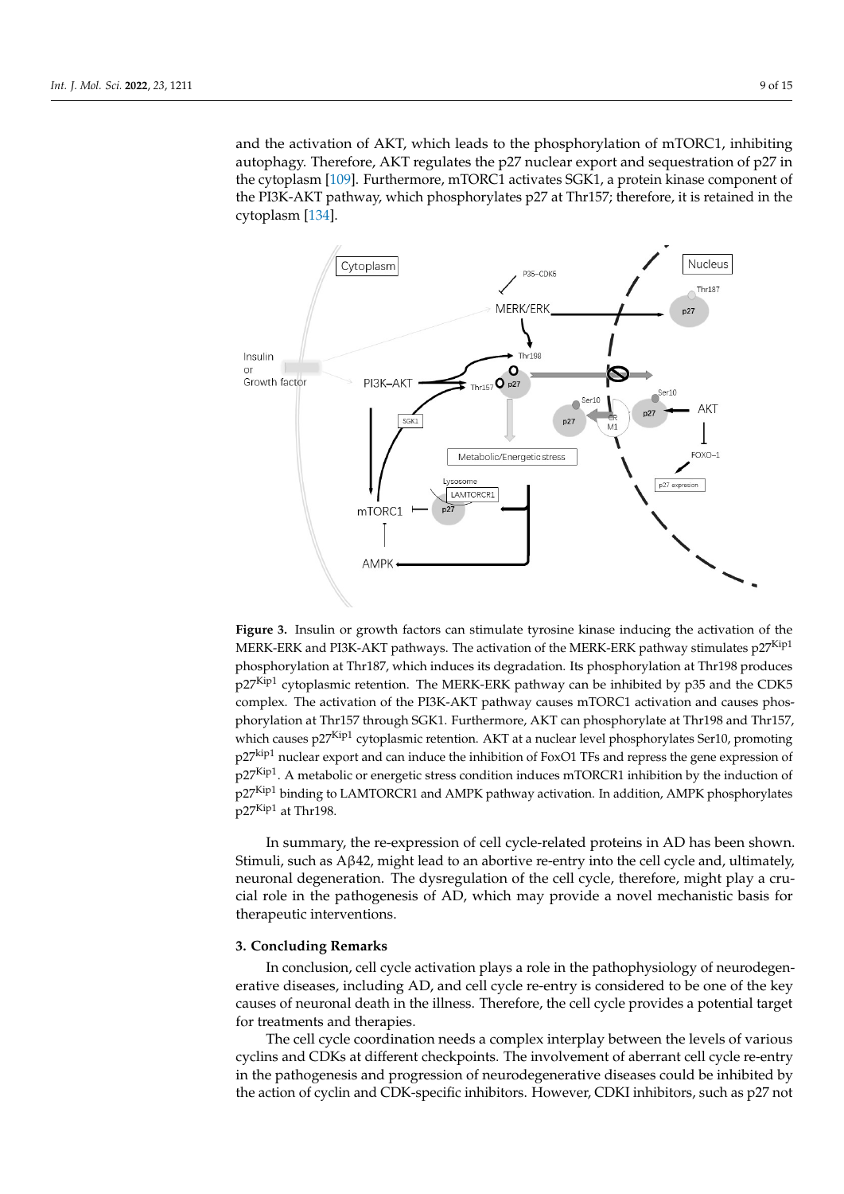and the activation of AKT, which leads to the phosphorylation of mTORC1, inhibiting autophagy. Therefore, AKT regulates the p27 nuclear export and sequestration of p27 in the cytoplasm [109]. Furthermore, mTORC1 activates SGK1, a protein kinase component of the PI3K-AKT pathway, which phosphorylates p27 at Thr157; therefore, it is retained in the cytoplasm [134].

**Figure 3.** Insulin or growth factors can stimulate tyrosine kinase inducing the activation of the MERK-ERK and PI3K-AKT pathways. The activation of the MERK-ERK pathway stimulates p27[Kip1] phosphorylation at Thr187, which induces its degradation. Its phosphorylation at Thr198 produces p27[Kip1] cytoplasmic retention. The MERK-ERK pathway can be inhibited by p35 and the CDK5 complex. The activation of the PI3K-AKT pathway causes mTORC1 activation and causes phosphorylation at Thr157 through SGK1. Furthermore, AKT can phosphorylate at Thr198 and Thr157, which causes p27[Kip1] cytoplasmic retention. AKT at a nuclear level phosphorylates Ser10, promoting p27[kip1] nuclear export and can induce the inhibition of FoxO1 TFs and repress the gene expression of p27[Kip1]. A metabolic or energetic stress condition induces mTORCR1 inhibition by the induction of p27[Kip1] binding to LAMTORCR1 and AMPK pathway activation. In addition, AMPK phosphorylates p27[Kip1] at Thr198.

In summary, the re-expression of cell cycle-related proteins in AD has been shown. Stimuli, such as Aβ42, might lead to an abortive re-entry into the cell cycle and, ultimately, neuronal degeneration. The dysregulation of the cell cycle, therefore, might play a crucial role in the pathogenesis of AD, which may provide a novel mechanistic basis for therapeutic interventions.

## 3. Concluding Remarks

In conclusion, cell cycle activation plays a role in the pathophysiology of neurodegenerative diseases, including AD, and cell cycle re-entry is considered to be one of the key causes of neuronal death in the illness. Therefore, the cell cycle provides a potential target for treatments and therapies.

The cell cycle coordination needs a complex interplay between the levels of various cyclins and CDKs at different checkpoints. The involvement of aberrant cell cycle re-entry in the pathogenesis and progression of neurodegenerative diseases could be inhibited by the action of cyclin and CDK-specific inhibitors. However, CDKI inhibitors, such as p27 not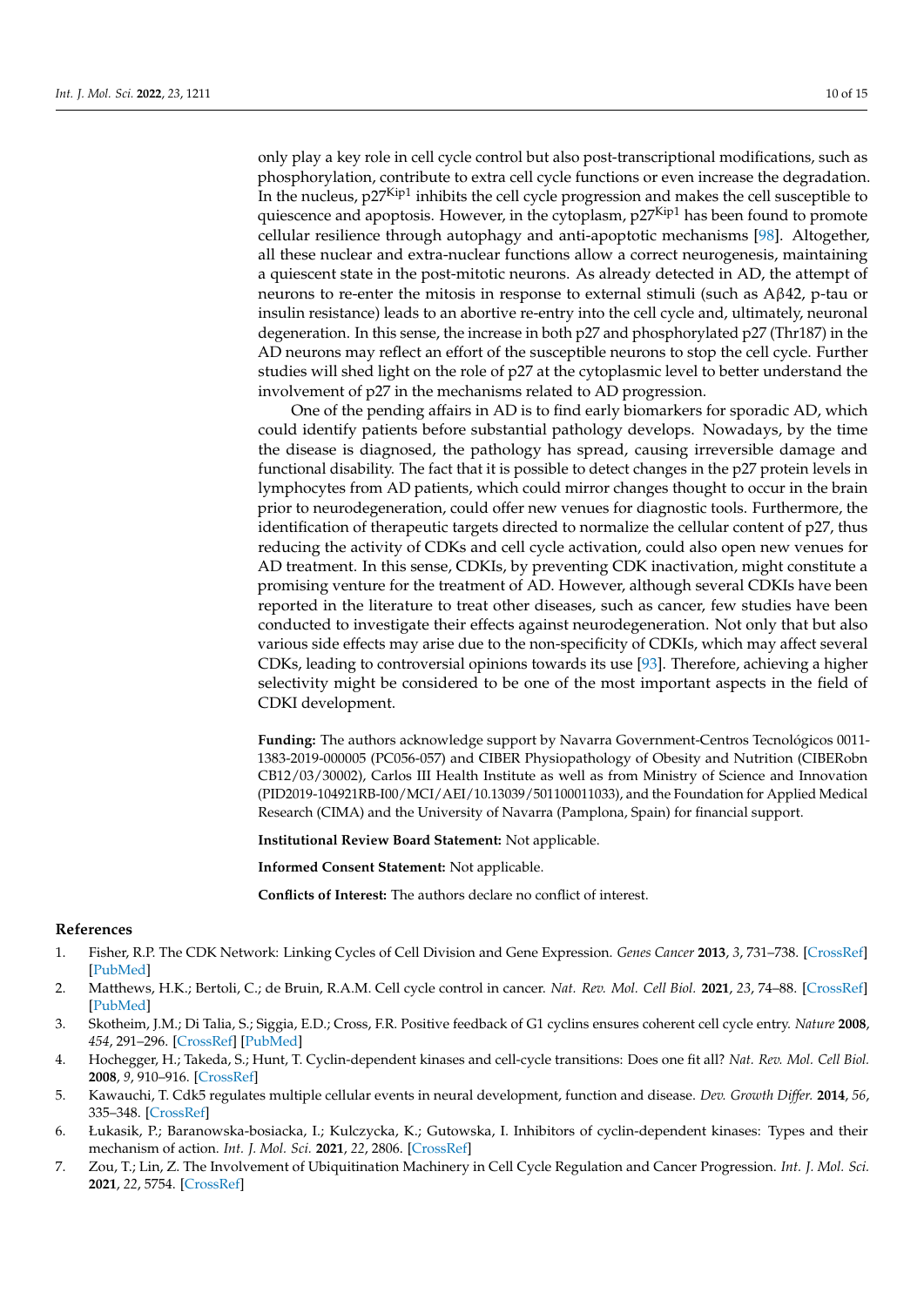only play a key role in cell cycle control but also post-transcriptional modifications, such as phosphorylation, contribute to extra cell cycle functions or even increase the degradation. In the nucleus, $p27^{Kip1}$ inhibits the cell cycle progression and makes the cell susceptible to quiescence and apoptosis. However, in the cytoplasm, $p27^{Kip1}$ has been found to promote cellular resilience through autophagy and anti-apoptotic mechanisms [98]. Altogether, all these nuclear and extra-nuclear functions allow a correct neurogenesis, maintaining a quiescent state in the post-mitotic neurons. As already detected in AD, the attempt of neurons to re-enter the mitosis in response to external stimuli (such as Aβ42, p-tau or insulin resistance) leads to an abortive re-entry into the cell cycle and, ultimately, neuronal degeneration. In this sense, the increase in both p27 and phosphorylated p27 (Thr187) in the AD neurons may reflect an effort of the susceptible neurons to stop the cell cycle. Further studies will shed light on the role of p27 at the cytoplasmic level to better understand the involvement of p27 in the mechanisms related to AD progression.

One of the pending affairs in AD is to find early biomarkers for sporadic AD, which could identify patients before substantial pathology develops. Nowadays, by the time the disease is diagnosed, the pathology has spread, causing irreversible damage and functional disability. The fact that it is possible to detect changes in the p27 protein levels in lymphocytes from AD patients, which could mirror changes thought to occur in the brain prior to neurodegeneration, could offer new venues for diagnostic tools. Furthermore, the identification of therapeutic targets directed to normalize the cellular content of p27, thus reducing the activity of CDKs and cell cycle activation, could also open new venues for AD treatment. In this sense, CDKIs, by preventing CDK inactivation, might constitute a promising venture for the treatment of AD. However, although several CDKIs have been reported in the literature to treat other diseases, such as cancer, few studies have been conducted to investigate their effects against neurodegeneration. Not only that but also various side effects may arise due to the non-specificity of CDKIs, which may affect several CDKs, leading to controversial opinions towards its use [93]. Therefore, achieving a higher selectivity might be considered to be one of the most important aspects in the field of CDKI development.

**Funding:** The authors acknowledge support by Navarra Government-Centros Tecnológicos 0011-1383-2019-000005 (PC056-057) and CIBER Physiopathology of Obesity and Nutrition (CIBERobn CB12/03/30002), Carlos III Health Institute as well as from Ministry of Science and Innovation (PID2019-104921RB-I00/MCI/AEI/10.13039/501100011033), and the Foundation for Applied Medical Research (CIMA) and the University of Navarra (Pamplona, Spain) for financial support.

**Institutional Review Board Statement:** Not applicable.

**Informed Consent Statement:** Not applicable.

**Conflicts of Interest:** The authors declare no conflict of interest.

## References

1. Fisher, R.P. The CDK Network: Linking Cycles of Cell Division and Gene Expression. *Genes Cancer* **2013**, *3*, 731–738. [CrossRef] [PubMed]
2. Matthews, H.K.; Bertoli, C.; de Bruin, R.A.M. Cell cycle control in cancer. *Nat. Rev. Mol. Cell Biol.* **2021**, *23*, 74–88. [CrossRef] [PubMed]
3. Skotheim, J.M.; Di Talia, S.; Siggia, E.D.; Cross, F.R. Positive feedback of G1 cyclins ensures coherent cell cycle entry. *Nature* **2008**, *454*, 291–296. [CrossRef] [PubMed]
4. Hochegger, H.; Takeda, S.; Hunt, T. Cyclin-dependent kinases and cell-cycle transitions: Does one fit all? *Nat. Rev. Mol. Cell Biol.* **2008**, *9*, 910–916. [CrossRef]
5. Kawauchi, T. Cdk5 regulates multiple cellular events in neural development, function and disease. *Dev. Growth Differ.* **2014**, *56*, 335–348. [CrossRef]
6. Łukasik, P.; Baranowska-bosiacka, I.; Kulczycka, K.; Gutowska, I. Inhibitors of cyclin-dependent kinases: Types and their mechanism of action. *Int. J. Mol. Sci.* **2021**, *22*, 2806. [CrossRef]
7. Zou, T.; Lin, Z. The Involvement of Ubiquitination Machinery in Cell Cycle Regulation and Cancer Progression. *Int. J. Mol. Sci.* **2021**, *22*, 5754. [CrossRef]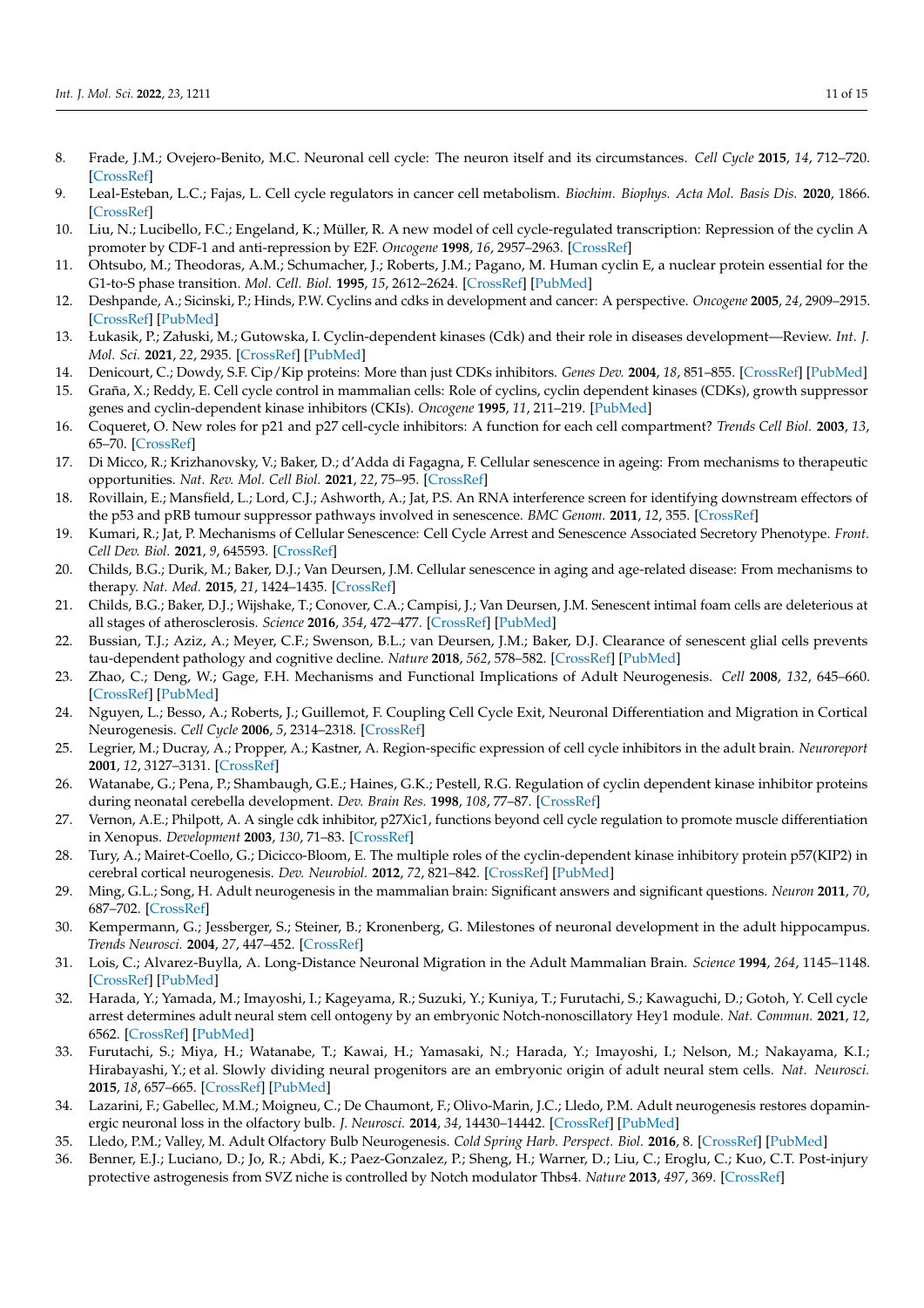8. Frade, J.M.; Ovejero-Benito, M.C. Neuronal cell cycle: The neuron itself and its circumstances. *Cell Cycle* **2015**, *14*, 712–720. [CrossRef]
9. Leal-Esteban, L.C.; Fajas, L. Cell cycle regulators in cancer cell metabolism. *Biochim. Biophys. Acta Mol. Basis Dis.* **2020**, 1866. [CrossRef]
10. Liu, N.; Lucibello, F.C.; Engeland, K.; Müller, R. A new model of cell cycle-regulated transcription: Repression of the cyclin A promoter by CDF-1 and anti-repression by E2F. *Oncogene* **1998**, *16*, 2957–2963. [CrossRef]
11. Ohtsubo, M.; Theodoras, A.M.; Schumacher, J.; Roberts, J.M.; Pagano, M. Human cyclin E, a nuclear protein essential for the G1-to-S phase transition. *Mol. Cell. Biol.* **1995**, *15*, 2612–2624. [CrossRef] [PubMed]
12. Deshpande, A.; Sicinski, P.; Hinds, P.W. Cyclins and cdks in development and cancer: A perspective. *Oncogene* **2005**, *24*, 2909–2915. [CrossRef] [PubMed]
13. Łukasik, P.; Załuski, M.; Gutowska, I. Cyclin-dependent kinases (Cdk) and their role in diseases development—Review. *Int. J. Mol. Sci.* **2021**, *22*, 2935. [CrossRef] [PubMed]
14. Denicourt, C.; Dowdy, S.F. Cip/Kip proteins: More than just CDKs inhibitors. *Genes Dev.* **2004**, *18*, 851–855. [CrossRef] [PubMed]
15. Graña, X.; Reddy, E. Cell cycle control in mammalian cells: Role of cyclins, cyclin dependent kinases (CDKs), growth suppressor genes and cyclin-dependent kinase inhibitors (CKIs). *Oncogene* **1995**, *11*, 211–219. [PubMed]
16. Coqueret, O. New roles for p21 and p27 cell-cycle inhibitors: A function for each cell compartment? *Trends Cell Biol.* **2003**, *13*, 65–70. [CrossRef]
17. Di Micco, R.; Krizhanovsky, V.; Baker, D.; d'Adda di Fagagna, F. Cellular senescence in ageing: From mechanisms to therapeutic opportunities. *Nat. Rev. Mol. Cell Biol.* **2021**, *22*, 75–95. [CrossRef]
18. Rovillain, E.; Mansfield, L.; Lord, C.J.; Ashworth, A.; Jat, P.S. An RNA interference screen for identifying downstream effectors of the p53 and pRB tumour suppressor pathways involved in senescence. *BMC Genom.* **2011**, *12*, 355. [CrossRef]
19. Kumari, R.; Jat, P. Mechanisms of Cellular Senescence: Cell Cycle Arrest and Senescence Associated Secretory Phenotype. *Front. Cell Dev. Biol.* **2021**, *9*, 645593. [CrossRef]
20. Childs, B.G.; Durik, M.; Baker, D.J.; Van Deursen, J.M. Cellular senescence in aging and age-related disease: From mechanisms to therapy. *Nat. Med.* **2015**, *21*, 1424–1435. [CrossRef]
21. Childs, B.G.; Baker, D.J.; Wijshake, T.; Conover, C.A.; Campisi, J.; Van Deursen, J.M. Senescent intimal foam cells are deleterious at all stages of atherosclerosis. *Science* **2016**, *354*, 472–477. [CrossRef] [PubMed]
22. Bussian, T.J.; Aziz, A.; Meyer, C.F.; Swenson, B.L.; van Deursen, J.M.; Baker, D.J. Clearance of senescent glial cells prevents tau-dependent pathology and cognitive decline. *Nature* **2018**, *562*, 578–582. [CrossRef] [PubMed]
23. Zhao, C.; Deng, W.; Gage, F.H. Mechanisms and Functional Implications of Adult Neurogenesis. *Cell* **2008**, *132*, 645–660. [CrossRef] [PubMed]
24. Nguyen, L.; Besso, A.; Roberts, J.; Guillemot, F. Coupling Cell Cycle Exit, Neuronal Differentiation and Migration in Cortical Neurogenesis. *Cell Cycle* **2006**, *5*, 2314–2318. [CrossRef]
25. Legrier, M.; Ducray, A.; Propper, A.; Kastner, A. Region-specific expression of cell cycle inhibitors in the adult brain. *Neuroreport* **2001**, *12*, 3127–3131. [CrossRef]
26. Watanabe, G.; Pena, P.; Shambaugh, G.E.; Haines, G.K.; Pestell, R.G. Regulation of cyclin dependent kinase inhibitor proteins during neonatal cerebella development. *Dev. Brain Res.* **1998**, *108*, 77–87. [CrossRef]
27. Vernon, A.E.; Philpott, A. A single cdk inhibitor, p27Xic1, functions beyond cell cycle regulation to promote muscle differentiation in Xenopus. *Development* **2003**, *130*, 71–83. [CrossRef]
28. Tury, A.; Mairet-Coello, G.; Dicicco-Bloom, E. The multiple roles of the cyclin-dependent kinase inhibitory protein p57(KIP2) in cerebral cortical neurogenesis. *Dev. Neurobiol.* **2012**, *72*, 821–842. [CrossRef] [PubMed]
29. Ming, G.L.; Song, H. Adult neurogenesis in the mammalian brain: Significant answers and significant questions. *Neuron* **2011**, *70*, 687–702. [CrossRef]
30. Kempermann, G.; Jessberger, S.; Steiner, B.; Kronenberg, G. Milestones of neuronal development in the adult hippocampus. *Trends Neurosci.* **2004**, *27*, 447–452. [CrossRef]
31. Lois, C.; Alvarez-Buylla, A. Long-Distance Neuronal Migration in the Adult Mammalian Brain. *Science* **1994**, *264*, 1145–1148. [CrossRef] [PubMed]
32. Harada, Y.; Yamada, M.; Imayoshi, I.; Kageyama, R.; Suzuki, Y.; Kuniya, T.; Furutachi, S.; Kawaguchi, D.; Gotoh, Y. Cell cycle arrest determines adult neural stem cell ontogeny by an embryonic Notch-nonoscillatory Hey1 module. *Nat. Commun.* **2021**, *12*, 6562. [CrossRef] [PubMed]
33. Furutachi, S.; Miya, H.; Watanabe, T.; Kawai, H.; Yamasaki, N.; Harada, Y.; Imayoshi, I.; Nelson, M.; Nakayama, K.I.; Hirabayashi, Y.; et al. Slowly dividing neural progenitors are an embryonic origin of adult neural stem cells. *Nat. Neurosci.* **2015**, *18*, 657–665. [CrossRef] [PubMed]
34. Lazarini, F.; Gabellec, M.M.; Moigneu, C.; De Chaumont, F.; Olivo-Marin, J.C.; Lledo, P.M. Adult neurogenesis restores dopaminergic neuronal loss in the olfactory bulb. *J. Neurosci.* **2014**, *34*, 14430–14442. [CrossRef] [PubMed]
35. Lledo, P.M.; Valley, M. Adult Olfactory Bulb Neurogenesis. *Cold Spring Harb. Perspect. Biol.* **2016**, 8. [CrossRef] [PubMed]
36. Benner, E.J.; Luciano, D.; Jo, R.; Abdi, K.; Paez-Gonzalez, P.; Sheng, H.; Warner, D.; Liu, C.; Eroglu, C.; Kuo, C.T. Post-injury protective astrogenesis from SVZ niche is controlled by Notch modulator Thbs4. *Nature* **2013**, *497*, 369. [CrossRef]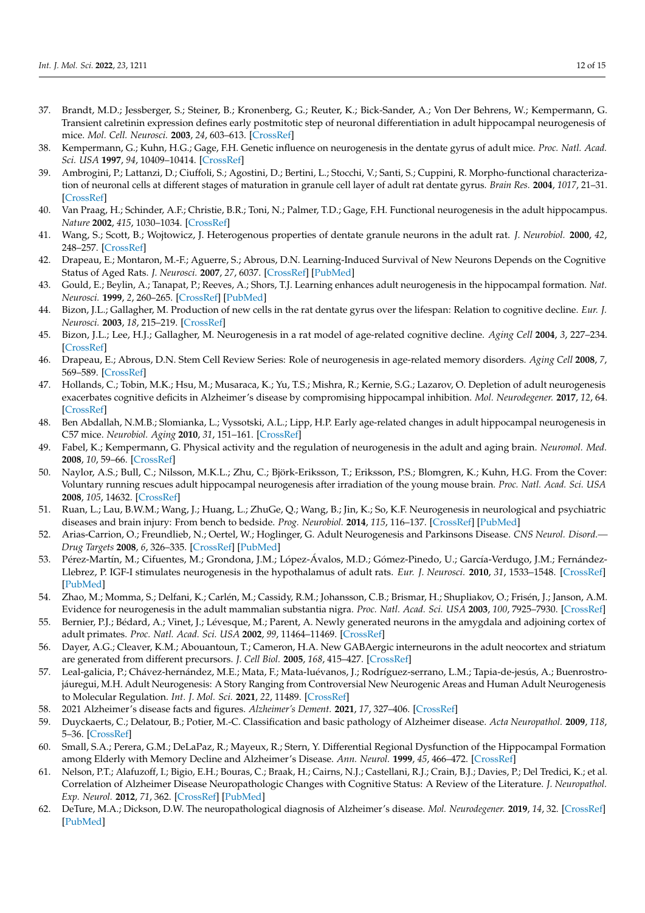37. Brandt, M.D.; Jessberger, S.; Steiner, B.; Kronenberg, G.; Reuter, K.; Bick-Sander, A.; Von Der Behrens, W.; Kempermann, G. Transient calretinin expression defines early postmitotic step of neuronal differentiation in adult hippocampal neurogenesis of mice. *Mol. Cell. Neurosci.* **2003**, *24*, 603–613. [CrossRef]
38. Kempermann, G.; Kuhn, H.G.; Gage, F.H. Genetic influence on neurogenesis in the dentate gyrus of adult mice. *Proc. Natl. Acad. Sci. USA* **1997**, *94*, 10409–10414. [CrossRef]
39. Ambrogini, P.; Lattanzi, D.; Ciuffoli, S.; Agostini, D.; Bertini, L.; Stocchi, V.; Santi, S.; Cuppini, R. Morpho-functional characterization of neuronal cells at different stages of maturation in granule cell layer of adult rat dentate gyrus. *Brain Res.* **2004**, *1017*, 21–31. [CrossRef]
40. Van Praag, H.; Schinder, A.F.; Christie, B.R.; Toni, N.; Palmer, T.D.; Gage, F.H. Functional neurogenesis in the adult hippocampus. *Nature* **2002**, *415*, 1030–1034. [CrossRef]
41. Wang, S.; Scott, B.; Wojtowicz, J. Heterogenous properties of dentate granule neurons in the adult rat. *J. Neurobiol.* **2000**, *42*, 248–257. [CrossRef]
42. Drapeau, E.; Montaron, M.-F.; Aguerre, S.; Abrous, D.N. Learning-Induced Survival of New Neurons Depends on the Cognitive Status of Aged Rats. *J. Neurosci.* **2007**, *27*, 6037. [CrossRef] [PubMed]
43. Gould, E.; Beylin, A.; Tanapat, P.; Reeves, A.; Shors, T.J. Learning enhances adult neurogenesis in the hippocampal formation. *Nat. Neurosci.* **1999**, *2*, 260–265. [CrossRef] [PubMed]
44. Bizon, J.L.; Gallagher, M. Production of new cells in the rat dentate gyrus over the lifespan: Relation to cognitive decline. *Eur. J. Neurosci.* **2003**, *18*, 215–219. [CrossRef]
45. Bizon, J.L.; Lee, H.J.; Gallagher, M. Neurogenesis in a rat model of age-related cognitive decline. *Aging Cell* **2004**, *3*, 227–234. [CrossRef]
46. Drapeau, E.; Abrous, D.N. Stem Cell Review Series: Role of neurogenesis in age-related memory disorders. *Aging Cell* **2008**, *7*, 569–589. [CrossRef]
47. Hollands, C.; Tobin, M.K.; Hsu, M.; Musaraca, K.; Yu, T.S.; Mishra, R.; Kernie, S.G.; Lazarov, O. Depletion of adult neurogenesis exacerbates cognitive deficits in Alzheimer's disease by compromising hippocampal inhibition. *Mol. Neurodegener.* **2017**, *12*, 64. [CrossRef]
48. Ben Abdallah, N.M.B.; Slomianka, L.; Vyssotski, A.L.; Lipp, H.P. Early age-related changes in adult hippocampal neurogenesis in C57 mice. *Neurobiol. Aging* **2010**, *31*, 151–161. [CrossRef]
49. Fabel, K.; Kempermann, G. Physical activity and the regulation of neurogenesis in the adult and aging brain. *Neuromol. Med.* **2008**, *10*, 59–66. [CrossRef]
50. Naylor, A.S.; Bull, C.; Nilsson, M.K.L.; Zhu, C.; Björk-Eriksson, T.; Eriksson, P.S.; Blomgren, K.; Kuhn, H.G. From the Cover: Voluntary running rescues adult hippocampal neurogenesis after irradiation of the young mouse brain. *Proc. Natl. Acad. Sci. USA* **2008**, *105*, 14632. [CrossRef]
51. Ruan, L.; Lau, B.W.M.; Wang, J.; Huang, L.; ZhuGe, Q.; Wang, B.; Jin, K.; So, K.F. Neurogenesis in neurological and psychiatric diseases and brain injury: From bench to bedside. *Prog. Neurobiol.* **2014**, *115*, 116–137. [CrossRef] [PubMed]
52. Arias-Carrion, O.; Freundlieb, N.; Oertel, W.; Hoglinger, G. Adult Neurogenesis and Parkinsons Disease. *CNS Neurol. Disord.—Drug Targets* **2008**, *6*, 326–335. [CrossRef] [PubMed]
53. Pérez-Martín, M.; Cifuentes, M.; Grondona, J.M.; López-Ávalos, M.D.; Gómez-Pinedo, U.; García-Verdugo, J.M.; Fernández-Llebrez, P. IGF-I stimulates neurogenesis in the hypothalamus of adult rats. *Eur. J. Neurosci.* **2010**, *31*, 1533–1548. [CrossRef] [PubMed]
54. Zhao, M.; Momma, S.; Delfani, K.; Carlén, M.; Cassidy, R.M.; Johansson, C.B.; Brismar, H.; Shupliakov, O.; Frisén, J.; Janson, A.M. Evidence for neurogenesis in the adult mammalian substantia nigra. *Proc. Natl. Acad. Sci. USA* **2003**, *100*, 7925–7930. [CrossRef]
55. Bernier, P.J.; Bédard, A.; Vinet, J.; Lévesque, M.; Parent, A. Newly generated neurons in the amygdala and adjoining cortex of adult primates. *Proc. Natl. Acad. Sci. USA* **2002**, *99*, 11464–11469. [CrossRef]
56. Dayer, A.G.; Cleaver, K.M.; Abouantoun, T.; Cameron, H.A. New GABAergic interneurons in the adult neocortex and striatum are generated from different precursors. *J. Cell Biol.* **2005**, *168*, 415–427. [CrossRef]
57. Leal-galicia, P.; Chávez-hernández, M.E.; Mata, F.; Mata-luévanos, J.; Rodríguez-serrano, L.M.; Tapia-de-jesús, A.; Buenrostro-jáuregui, M.H. Adult Neurogenesis: A Story Ranging from Controversial New Neurogenic Areas and Human Adult Neurogenesis to Molecular Regulation. *Int. J. Mol. Sci.* **2021**, *22*, 11489. [CrossRef]
58. 2021 Alzheimer's disease facts and figures. *Alzheimer's Dement.* **2021**, *17*, 327–406. [CrossRef]
59. Duyckaerts, C.; Delatour, B.; Potier, M.-C. Classification and basic pathology of Alzheimer disease. *Acta Neuropathol.* **2009**, *118*, 5–36. [CrossRef]
60. Small, S.A.; Perera, G.M.; DeLaPaz, R.; Mayeux, R.; Stern, Y. Differential Regional Dysfunction of the Hippocampal Formation among Elderly with Memory Decline and Alzheimer's Disease. *Ann. Neurol.* **1999**, *45*, 466–472. [CrossRef]
61. Nelson, P.T.; Alafuzoff, I.; Bigio, E.H.; Bouras, C.; Braak, H.; Cairns, N.J.; Castellani, R.J.; Crain, B.J.; Davies, P.; Del Tredici, K.; et al. Correlation of Alzheimer Disease Neuropathologic Changes with Cognitive Status: A Review of the Literature. *J. Neuropathol. Exp. Neurol.* **2012**, *71*, 362. [CrossRef] [PubMed]
62. DeTure, M.A.; Dickson, D.W. The neuropathological diagnosis of Alzheimer's disease. *Mol. Neurodegener.* **2019**, *14*, 32. [CrossRef] [PubMed]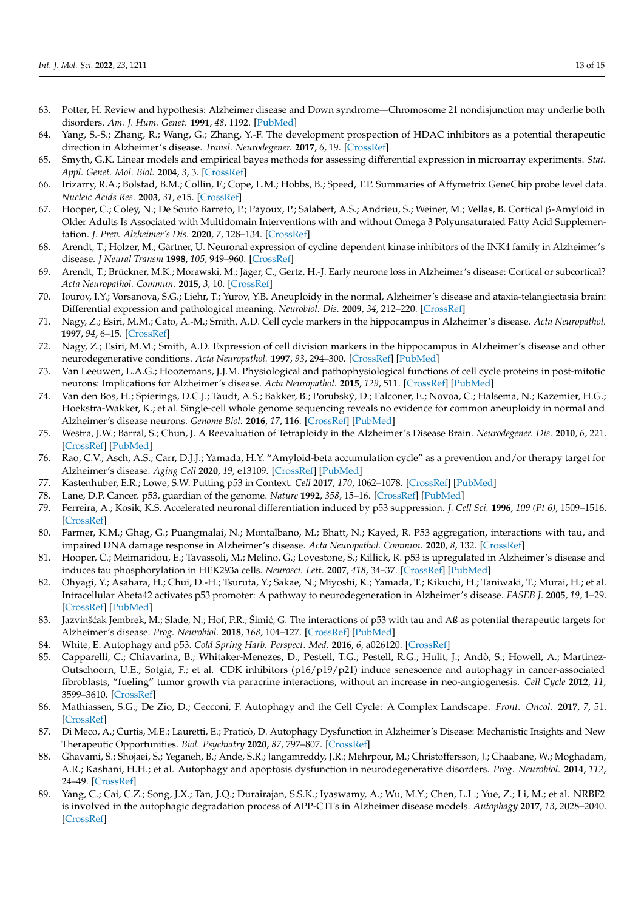63. Potter, H. Review and hypothesis: Alzheimer disease and Down syndrome—Chromosome 21 nondisjunction may underlie both disorders. *Am. J. Hum. Genet.* **1991**, *48*, 1192. [PubMed]
64. Yang, S.-S.; Zhang, R.; Wang, G.; Zhang, Y.-F. The development prospection of HDAC inhibitors as a potential therapeutic direction in Alzheimer's disease. *Transl. Neurodegener.* **2017**, *6*, 19. [CrossRef]
65. Smyth, G.K. Linear models and empirical bayes methods for assessing differential expression in microarray experiments. *Stat. Appl. Genet. Mol. Biol.* **2004**, *3*, 3. [CrossRef]
66. Irizarry, R.A.; Bolstad, B.M.; Collin, F.; Cope, L.M.; Hobbs, B.; Speed, T.P. Summaries of Affymetrix GeneChip probe level data. *Nucleic Acids Res.* **2003**, *31*, e15. [CrossRef]
67. Hooper, C.; Coley, N.; De Souto Barreto, P.; Payoux, P.; Salabert, A.S.; Andrieu, S.; Weiner, M.; Vellas, B. Cortical β-Amyloid in Older Adults Is Associated with Multidomain Interventions with and without Omega 3 Polyunsaturated Fatty Acid Supplementation. *J. Prev. Alzheimer's Dis.* **2020**, *7*, 128–134. [CrossRef]
68. Arendt, T.; Holzer, M.; Gärtner, U. Neuronal expression of cycline dependent kinase inhibitors of the INK4 family in Alzheimer's disease. *J Neural Transm* **1998**, *105*, 949–960. [CrossRef]
69. Arendt, T.; Brückner, M.K.; Morawski, M.; Jäger, C.; Gertz, H.-J. Early neurone loss in Alzheimer's disease: Cortical or subcortical? *Acta Neuropathol. Commun.* **2015**, *3*, 10. [CrossRef]
70. Iourov, I.Y.; Vorsanova, S.G.; Liehr, T.; Yurov, Y.B. Aneuploidy in the normal, Alzheimer's disease and ataxia-telangiectasia brain: Differential expression and pathological meaning. *Neurobiol. Dis.* **2009**, *34*, 212–220. [CrossRef]
71. Nagy, Z.; Esiri, M.M.; Cato, A.-M.; Smith, A.D. Cell cycle markers in the hippocampus in Alzheimer's disease. *Acta Neuropathol.* **1997**, *94*, 6–15. [CrossRef]
72. Nagy, Z.; Esiri, M.M.; Smith, A.D. Expression of cell division markers in the hippocampus in Alzheimer's disease and other neurodegenerative conditions. *Acta Neuropathol.* **1997**, *93*, 294–300. [CrossRef] [PubMed]
73. Van Leeuwen, L.A.G.; Hoozemans, J.J.M. Physiological and pathophysiological functions of cell cycle proteins in post-mitotic neurons: Implications for Alzheimer's disease. *Acta Neuropathol.* **2015**, *129*, 511. [CrossRef] [PubMed]
74. Van den Bos, H.; Spierings, D.C.J.; Taudt, A.S.; Bakker, B.; Porubský, D.; Falconer, E.; Novoa, C.; Halsema, N.; Kazemier, H.G.; Hoekstra-Wakker, K.; et al. Single-cell whole genome sequencing reveals no evidence for common aneuploidy in normal and Alzheimer's disease neurons. *Genome Biol.* **2016**, *17*, 116. [CrossRef] [PubMed]
75. Westra, J.W.; Barral, S.; Chun, J. A Reevaluation of Tetraploidy in the Alzheimer's Disease Brain. *Neurodegener. Dis.* **2010**, *6*, 221. [CrossRef] [PubMed]
76. Rao, C.V.; Asch, A.S.; Carr, D.J.J.; Yamada, H.Y. "Amyloid-beta accumulation cycle" as a prevention and/or therapy target for Alzheimer's disease. *Aging Cell* **2020**, *19*, e13109. [CrossRef] [PubMed]
77. Kastenhuber, E.R.; Lowe, S.W. Putting p53 in Context. *Cell* **2017**, *170*, 1062–1078. [CrossRef] [PubMed]
78. Lane, D.P. Cancer. p53, guardian of the genome. *Nature* **1992**, *358*, 15–16. [CrossRef] [PubMed]
79. Ferreira, A.; Kosik, K.S. Accelerated neuronal differentiation induced by p53 suppression. *J. Cell Sci.* **1996**, *109 (Pt 6)*, 1509–1516. [CrossRef]
80. Farmer, K.M.; Ghag, G.; Puangmalai, N.; Montalbano, M.; Bhatt, N.; Kayed, R. P53 aggregation, interactions with tau, and impaired DNA damage response in Alzheimer's disease. *Acta Neuropathol. Commun.* **2020**, *8*, 132. [CrossRef]
81. Hooper, C.; Meimaridou, E.; Tavassoli, M.; Melino, G.; Lovestone, S.; Killick, R. p53 is upregulated in Alzheimer's disease and induces tau phosphorylation in HEK293a cells. *Neurosci. Lett.* **2007**, *418*, 34–37. [CrossRef] [PubMed]
82. Ohyagi, Y.; Asahara, H.; Chui, D.-H.; Tsuruta, Y.; Sakae, N.; Miyoshi, K.; Yamada, T.; Kikuchi, H.; Taniwaki, T.; Murai, H.; et al. Intracellular Abeta42 activates p53 promoter: A pathway to neurodegeneration in Alzheimer's disease. *FASEB J.* **2005**, *19*, 1–29. [CrossRef] [PubMed]
83. Jazvinšćak Jembrek, M.; Slade, N.; Hof, P.R.; Šimić, G. The interactions of p53 with tau and Aß as potential therapeutic targets for Alzheimer's disease. *Prog. Neurobiol.* **2018**, *168*, 104–127. [CrossRef] [PubMed]
84. White, E. Autophagy and p53. *Cold Spring Harb. Perspect. Med.* **2016**, *6*, a026120. [CrossRef]
85. Capparelli, C.; Chiavarina, B.; Whitaker-Menezes, D.; Pestell, T.G.; Pestell, R.G.; Hulit, J.; Andò, S.; Howell, A.; Martinez-Outschoorn, U.E.; Sotgia, F.; et al. CDK inhibitors (p16/p19/p21) induce senescence and autophagy in cancer-associated fibroblasts, "fueling" tumor growth via paracrine interactions, without an increase in neo-angiogenesis. *Cell Cycle* **2012**, *11*, 3599–3610. [CrossRef]
86. Mathiassen, S.G.; De Zio, D.; Cecconi, F. Autophagy and the Cell Cycle: A Complex Landscape. *Front. Oncol.* **2017**, *7*, 51. [CrossRef]
87. Di Meco, A.; Curtis, M.E.; Lauretti, E.; Praticò, D. Autophagy Dysfunction in Alzheimer's Disease: Mechanistic Insights and New Therapeutic Opportunities. *Biol. Psychiatry* **2020**, *87*, 797–807. [CrossRef]
88. Ghavami, S.; Shojaei, S.; Yeganeh, B.; Ande, S.R.; Jangamreddy, J.R.; Mehrpour, M.; Christoffersson, J.; Chaabane, W.; Moghadam, A.R.; Kashani, H.H.; et al. Autophagy and apoptosis dysfunction in neurodegenerative disorders. *Prog. Neurobiol.* **2014**, *112*, 24–49. [CrossRef]
89. Yang, C.; Cai, C.Z.; Song, J.X.; Tan, J.Q.; Durairajan, S.S.K.; Iyaswamy, A.; Wu, M.Y.; Chen, L.L.; Yue, Z.; Li, M.; et al. NRBF2 is involved in the autophagic degradation process of APP-CTFs in Alzheimer disease models. *Autophagy* **2017**, *13*, 2028–2040. [CrossRef]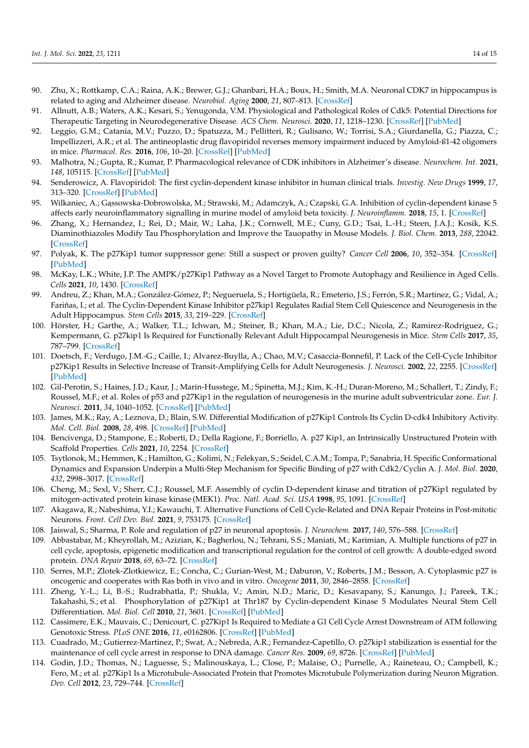90. Zhu, X.; Rottkamp, C.A.; Raina, A.K.; Brewer, G.J.; Ghanbari, H.A.; Boux, H.; Smith, M.A. Neuronal CDK7 in hippocampus is related to aging and Alzheimer disease. *Neurobiol. Aging* **2000**, *21*, 807–813. [CrossRef]
91. Allnutt, A.B.; Waters, A.K.; Kesari, S.; Yenugonda, V.M. Physiological and Pathological Roles of Cdk5: Potential Directions for Therapeutic Targeting in Neurodegenerative Disease. *ACS Chem. Neurosci.* **2020**, *11*, 1218–1230. [CrossRef] [PubMed]
92. Leggio, G.M.; Catania, M.V.; Puzzo, D.; Spatuzza, M.; Pellitteri, R.; Gulisano, W.; Torrisi, S.A.; Giurdanella, G.; Piazza, C.; Impellizzeri, A.R.; et al. The antineoplastic drug flavopiridol reverses memory impairment induced by Amyloid-ß1-42 oligomers in mice. *Pharmacol. Res.* **2016**, *106*, 10–20. [CrossRef] [PubMed]
93. Malhotra, N.; Gupta, R.; Kumar, P. Pharmacological relevance of CDK inhibitors in Alzheimer's disease. *Neurochem. Int.* **2021**, *148*, 105115. [CrossRef] [PubMed]
94. Senderowicz, A. Flavopiridol: The first cyclin-dependent kinase inhibitor in human clinical trials. *Investig. New Drugs* **1999**, *17*, 313–320. [CrossRef] [PubMed]
95. Wilkaniec, A.; Gąssowska-Dobrowolska, M.; Strawski, M.; Adamczyk, A.; Czapski, G.A. Inhibition of cyclin-dependent kinase 5 affects early neuroinflammatory signalling in murine model of amyloid beta toxicity. *J. Neuroinflamm.* **2018**, *15*, 1. [CrossRef]
96. Zhang, X.; Hernandez, I.; Rei, D.; Mair, W.; Laha, J.K.; Cornwell, M.E.; Cuny, G.D.; Tsai, L.-H.; Steen, J.A.J.; Kosik, K.S. Diaminothiazoles Modify Tau Phosphorylation and Improve the Tauopathy in Mouse Models. *J. Biol. Chem.* **2013**, *288*, 22042. [CrossRef]
97. Polyak, K. The p27Kip1 tumor suppressor gene: Still a suspect or proven guilty? *Cancer Cell* **2006**, *10*, 352–354. [CrossRef] [PubMed]
98. McKay, L.K.; White, J.P. The AMPK/p27Kip1 Pathway as a Novel Target to Promote Autophagy and Resilience in Aged Cells. *Cells* **2021**, *10*, 1430. [CrossRef]
99. Andreu, Z.; Khan, M.A.; González-Gómez, P.; Negueruela, S.; Hortigüela, R.; Emeterio, J.S.; Ferrón, S.R.; Martínez, G.; Vidal, A.; Fariñas, I.; et al. The Cyclin-Dependent Kinase Inhibitor p27kip1 Regulates Radial Stem Cell Quiescence and Neurogenesis in the Adult Hippocampus. *Stem Cells* **2015**, *33*, 219–229. [CrossRef]
100. Hörster, H.; Garthe, A.; Walker, T.L.; Ichwan, M.; Steiner, B.; Khan, M.A.; Lie, D.C.; Nicola, Z.; Ramirez-Rodriguez, G.; Kempermann, G. p27kip1 Is Required for Functionally Relevant Adult Hippocampal Neurogenesis in Mice. *Stem Cells* **2017**, *35*, 787–799. [CrossRef]
101. Doetsch, F.; Verdugo, J.M.-G.; Caille, I.; Alvarez-Buylla, A.; Chao, M.V.; Casaccia-Bonnefil, P. Lack of the Cell-Cycle Inhibitor p27Kip1 Results in Selective Increase of Transit-Amplifying Cells for Adult Neurogenesis. *J. Neurosci.* **2002**, *22*, 2255. [CrossRef] [PubMed]
102. Gil-Perotin, S.; Haines, J.D.; Kaur, J.; Marin-Husstege, M.; Spinetta, M.J.; Kim, K.-H.; Duran-Moreno, M.; Schallert, T.; Zindy, F.; Roussel, M.F.; et al. Roles of p53 and p27Kip1 in the regulation of neurogenesis in the murine adult subventricular zone. *Eur. J. Neurosci.* **2011**, *34*, 1040–1052. [CrossRef] [PubMed]
103. James, M.K.; Ray, A.; Leznova, D.; Blain, S.W. Differential Modification of p27Kip1 Controls Its Cyclin D-cdk4 Inhibitory Activity. *Mol. Cell. Biol.* **2008**, *28*, 498. [CrossRef] [PubMed]
104. Bencivenga, D.; Stampone, E.; Roberti, D.; Della Ragione, F.; Borriello, A. p27 Kip1, an Intrinsically Unstructured Protein with Scaffold Properties. *Cells* **2021**, *10*, 2254. [CrossRef]
105. Tsytlonok, M.; Hemmen, K.; Hamilton, G.; Kolimi, N.; Felekyan, S.; Seidel, C.A.M.; Tompa, P.; Sanabria, H. Specific Conformational Dynamics and Expansion Underpin a Multi-Step Mechanism for Specific Binding of p27 with Cdk2/Cyclin A. *J. Mol. Biol.* **2020**, *432*, 2998–3017. [CrossRef]
106. Cheng, M.; Sexl, V.; Sherr, C.J.; Roussel, M.F. Assembly of cyclin D-dependent kinase and titration of p27Kip1 regulated by mitogen-activated protein kinase kinase (MEK1). *Proc. Natl. Acad. Sci. USA* **1998**, *95*, 1091. [CrossRef]
107. Akagawa, R.; Nabeshima, Y.I.; Kawauchi, T. Alternative Functions of Cell Cycle-Related and DNA Repair Proteins in Post-mitotic Neurons. *Front. Cell Dev. Biol.* **2021**, *9*, 753175. [CrossRef]
108. Jaiswal, S.; Sharma, P. Role and regulation of p27 in neuronal apoptosis. *J. Neurochem.* **2017**, *140*, 576–588. [CrossRef]
109. Abbastabar, M.; Kheyrollah, M.; Azizian, K.; Bagherlou, N.; Tehrani, S.S.; Maniati, M.; Karimian, A. Multiple functions of p27 in cell cycle, apoptosis, epigenetic modification and transcriptional regulation for the control of cell growth: A double-edged sword protein. *DNA Repair* **2018**, *69*, 63–72. [CrossRef]
110. Serres, M.P.; Zlotek-Zlotkiewicz, E.; Concha, C.; Gurian-West, M.; Daburon, V.; Roberts, J.M.; Besson, A. Cytoplasmic p27 is oncogenic and cooperates with Ras both in vivo and in vitro. *Oncogene* **2011**, *30*, 2846–2858. [CrossRef]
111. Zheng, Y.-L.; Li, B.-S.; Rudrabhatla, P.; Shukla, V.; Amin, N.D.; Maric, D.; Kesavapany, S.; Kanungo, J.; Pareek, T.K.; Takahashi, S.; et al. Phosphorylation of p27Kip1 at Thr187 by Cyclin-dependent Kinase 5 Modulates Neural Stem Cell Differentiation. *Mol. Biol. Cell* **2010**, *21*, 3601. [CrossRef] [PubMed]
112. Cassimere, E.K.; Mauvais, C.; Denicourt, C. p27Kip1 Is Required to Mediate a G1 Cell Cycle Arrest Downstream of ATM following Genotoxic Stress. *PLoS ONE* **2016**, *11*, e0162806. [CrossRef] [PubMed]
113. Cuadrado, M.; Gutierrez-Martinez, P.; Swat, A.; Nebreda, A.R.; Fernandez-Capetillo, O. p27kip1 stabilization is essential for the maintenance of cell cycle arrest in response to DNA damage. *Cancer Res.* **2009**, *69*, 8726. [CrossRef] [PubMed]
114. Godin, J.D.; Thomas, N.; Laguesse, S.; Malinouskaya, L.; Close, P.; Malaise, O.; Purnelle, A.; Raineteau, O.; Campbell, K.; Fero, M.; et al. p27Kip1 Is a Microtubule-Associated Protein that Promotes Microtubule Polymerization during Neuron Migration. *Dev. Cell* **2012**, *23*, 729–744. [CrossRef]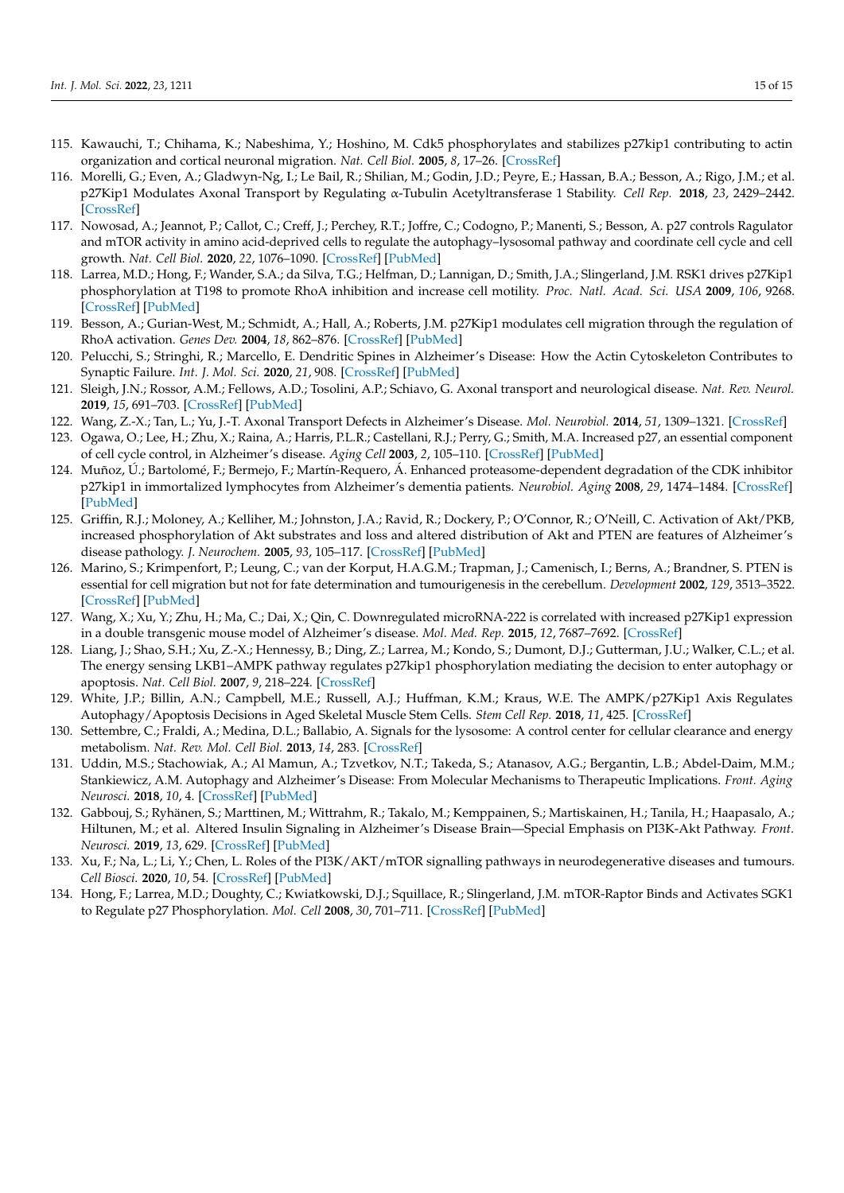115. Kawauchi, T.; Chihama, K.; Nabeshima, Y.; Hoshino, M. Cdk5 phosphorylates and stabilizes p27kip1 contributing to actin organization and cortical neuronal migration. *Nat. Cell Biol.* **2005**, *8*, 17–26. [CrossRef]
116. Morelli, G.; Even, A.; Gladwyn-Ng, I.; Le Bail, R.; Shilian, M.; Godin, J.D.; Peyre, E.; Hassan, B.A.; Besson, A.; Rigo, J.M.; et al. p27Kip1 Modulates Axonal Transport by Regulating α-Tubulin Acetyltransferase 1 Stability. *Cell Rep.* **2018**, *23*, 2429–2442. [CrossRef]
117. Nowosad, A.; Jeannot, P.; Callot, C.; Creff, J.; Perchey, R.T.; Joffre, C.; Codogno, P.; Manenti, S.; Besson, A. p27 controls Ragulator and mTOR activity in amino acid-deprived cells to regulate the autophagy–lysosomal pathway and coordinate cell cycle and cell growth. *Nat. Cell Biol.* **2020**, *22*, 1076–1090. [CrossRef] [PubMed]
118. Larrea, M.D.; Hong, F.; Wander, S.A.; da Silva, T.G.; Helfman, D.; Lannigan, D.; Smith, J.A.; Slingerland, J.M. RSK1 drives p27Kip1 phosphorylation at T198 to promote RhoA inhibition and increase cell motility. *Proc. Natl. Acad. Sci. USA* **2009**, *106*, 9268. [CrossRef] [PubMed]
119. Besson, A.; Gurian-West, M.; Schmidt, A.; Hall, A.; Roberts, J.M. p27Kip1 modulates cell migration through the regulation of RhoA activation. *Genes Dev.* **2004**, *18*, 862–876. [CrossRef] [PubMed]
120. Pelucchi, S.; Stringhi, R.; Marcello, E. Dendritic Spines in Alzheimer's Disease: How the Actin Cytoskeleton Contributes to Synaptic Failure. *Int. J. Mol. Sci.* **2020**, *21*, 908. [CrossRef] [PubMed]
121. Sleigh, J.N.; Rossor, A.M.; Fellows, A.D.; Tosolini, A.P.; Schiavo, G. Axonal transport and neurological disease. *Nat. Rev. Neurol.* **2019**, *15*, 691–703. [CrossRef] [PubMed]
122. Wang, Z.-X.; Tan, L.; Yu, J.-T. Axonal Transport Defects in Alzheimer's Disease. *Mol. Neurobiol.* **2014**, *51*, 1309–1321. [CrossRef]
123. Ogawa, O.; Lee, H.; Zhu, X.; Raina, A.; Harris, P.L.R.; Castellani, R.J.; Perry, G.; Smith, M.A. Increased p27, an essential component of cell cycle control, in Alzheimer's disease. *Aging Cell* **2003**, *2*, 105–110. [CrossRef] [PubMed]
124. Muñoz, Ú.; Bartolomé, F.; Bermejo, F.; Martín-Requero, Á. Enhanced proteasome-dependent degradation of the CDK inhibitor p27kip1 in immortalized lymphocytes from Alzheimer's dementia patients. *Neurobiol. Aging* **2008**, *29*, 1474–1484. [CrossRef] [PubMed]
125. Griffin, R.J.; Moloney, A.; Kelliher, M.; Johnston, J.A.; Ravid, R.; Dockery, P.; O'Connor, R.; O'Neill, C. Activation of Akt/PKB, increased phosphorylation of Akt substrates and loss and altered distribution of Akt and PTEN are features of Alzheimer's disease pathology. *J. Neurochem.* **2005**, *93*, 105–117. [CrossRef] [PubMed]
126. Marino, S.; Krimpenfort, P.; Leung, C.; van der Korput, H.A.G.M.; Trapman, J.; Camenisch, I.; Berns, A.; Brandner, S. PTEN is essential for cell migration but not for fate determination and tumourigenesis in the cerebellum. *Development* **2002**, *129*, 3513–3522. [CrossRef] [PubMed]
127. Wang, X.; Xu, Y.; Zhu, H.; Ma, C.; Dai, X.; Qin, C. Downregulated microRNA-222 is correlated with increased p27Kip1 expression in a double transgenic mouse model of Alzheimer's disease. *Mol. Med. Rep.* **2015**, *12*, 7687–7692. [CrossRef]
128. Liang, J.; Shao, S.H.; Xu, Z.-X.; Hennessy, B.; Ding, Z.; Larrea, M.; Kondo, S.; Dumont, D.J.; Gutterman, J.U.; Walker, C.L.; et al. The energy sensing LKB1–AMPK pathway regulates p27kip1 phosphorylation mediating the decision to enter autophagy or apoptosis. *Nat. Cell Biol.* **2007**, *9*, 218–224. [CrossRef]
129. White, J.P.; Billin, A.N.; Campbell, M.E.; Russell, A.J.; Huffman, K.M.; Kraus, W.E. The AMPK/p27Kip1 Axis Regulates Autophagy/Apoptosis Decisions in Aged Skeletal Muscle Stem Cells. *Stem Cell Rep.* **2018**, *11*, 425. [CrossRef]
130. Settembre, C.; Fraldi, A.; Medina, D.L.; Ballabio, A. Signals for the lysosome: A control center for cellular clearance and energy metabolism. *Nat. Rev. Mol. Cell Biol.* **2013**, *14*, 283. [CrossRef]
131. Uddin, M.S.; Stachowiak, A.; Al Mamun, A.; Tzvetkov, N.T.; Takeda, S.; Atanasov, A.G.; Bergantin, L.B.; Abdel-Daim, M.M.; Stankiewicz, A.M. Autophagy and Alzheimer's Disease: From Molecular Mechanisms to Therapeutic Implications. *Front. Aging Neurosci.* **2018**, *10*, 4. [CrossRef] [PubMed]
132. Gabbouj, S.; Ryhänen, S.; Marttinen, M.; Wittrahm, R.; Takalo, M.; Kemppainen, S.; Martiskainen, H.; Tanila, H.; Haapasalo, A.; Hiltunen, M.; et al. Altered Insulin Signaling in Alzheimer's Disease Brain—Special Emphasis on PI3K-Akt Pathway. *Front. Neurosci.* **2019**, *13*, 629. [CrossRef] [PubMed]
133. Xu, F.; Na, L.; Li, Y.; Chen, L. Roles of the PI3K/AKT/mTOR signalling pathways in neurodegenerative diseases and tumours. *Cell Biosci.* **2020**, *10*, 54. [CrossRef] [PubMed]
134. Hong, F.; Larrea, M.D.; Doughty, C.; Kwiatkowski, D.J.; Squillace, R.; Slingerland, J.M. mTOR-Raptor Binds and Activates SGK1 to Regulate p27 Phosphorylation. *Mol. Cell* **2008**, *30*, 701–711. [CrossRef] [PubMed]